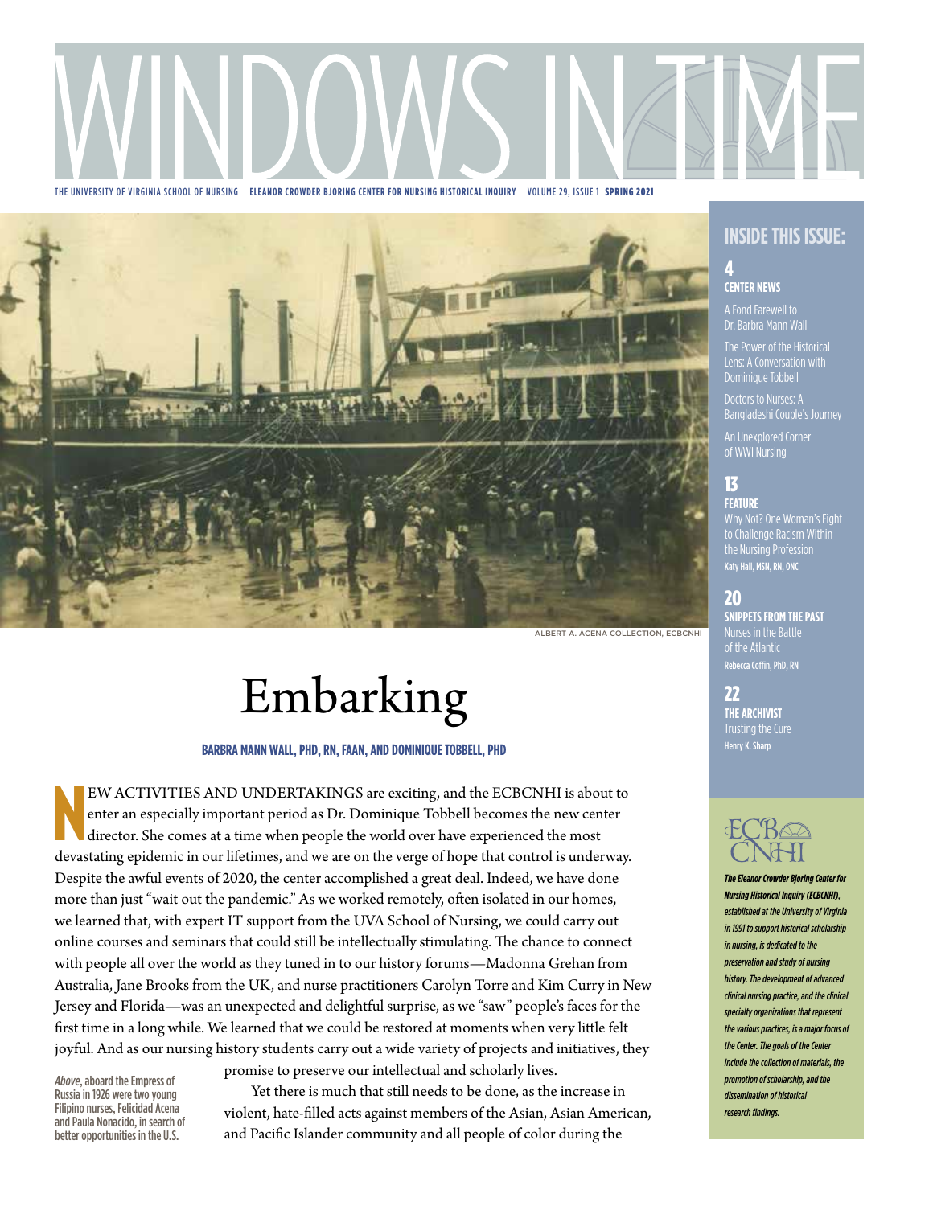# WINDOWS IN TIME

THE UNIVERSITY OF VIRGINIA SCHOOL OF NURSING **ELEANOR CROWDER BJORING CENTER FOR NURSING HISTORICAL INQUIRY** VOLUME 29, ISSUE 1 **SPRING 2021**

ALBERT A. ACENA COLLECTION, ECBCNHI

*Above*, aboard the Empress of Russia in 1926 were two young Filipino nurses, Felicidad Acena and Paula Nonacido, in search of better opportunities in the U.S.

## INSIDE THIS ISSUE:

**4**
**CENTER NEWS**

A Fond Farewell to Dr. Barbra Mann Wall

The Power of the Historical Lens: A Conversation with Dominique Tobbell

Doctors to Nurses: A Bangladeshi Couple's Journey

An Unexplored Corner of WWI Nursing

**13**
**FEATURE**

Why Not? One Woman's Fight to Challenge Racism Within the Nursing Profession

Katy Hall, MSN, RN, ONC

**20**
**SNIPPETS FROM THE PAST**

Nurses in the Battle of the Atlantic

Rebecca Coffin, PhD, RN

**22**
**THE ARCHIVIST**

Trusting the Cure

Henry K. Sharp

ECBCNHI

*The Eleanor Crowder Bjoring Center for Nursing Historical Inquiry (ECBCNHI), established at the University of Virginia in 1991 to support historical scholarship in nursing, is dedicated to the preservation and study of nursing history. The development of advanced clinical nursing practice, and the clinical specialty organizations that represent the various practices, is a major focus of the Center. The goals of the Center include the collection of materials, the promotion of scholarship, and the dissemination of historical research findings.*

# Embarking

**BARBRA MANN WALL, PHD, RN, FAAN, AND DOMINIQUE TOBBELL, PHD**

NEW ACTIVITIES AND UNDERTAKINGS are exciting, and the ECBCNHI is about to enter an especially important period as Dr. Dominique Tobbell becomes the new center director. She comes at a time when people the world over have experienced the most devastating epidemic in our lifetimes, and we are on the verge of hope that control is underway. Despite the awful events of 2020, the center accomplished a great deal. Indeed, we have done more than just "wait out the pandemic." As we worked remotely, often isolated in our homes, we learned that, with expert IT support from the UVA School of Nursing, we could carry out online courses and seminars that could still be intellectually stimulating. The chance to connect with people all over the world as they tuned in to our history forums—Madonna Grehan from Australia, Jane Brooks from the UK, and nurse practitioners Carolyn Torre and Kim Curry in New Jersey and Florida—was an unexpected and delightful surprise, as we "saw" people's faces for the first time in a long while. We learned that we could be restored at moments when very little felt joyful. And as our nursing history students carry out a wide variety of projects and initiatives, they promise to preserve our intellectual and scholarly lives.

Yet there is much that still needs to be done, as the increase in violent, hate-filled acts against members of the Asian, Asian American, and Pacific Islander community and all people of color during the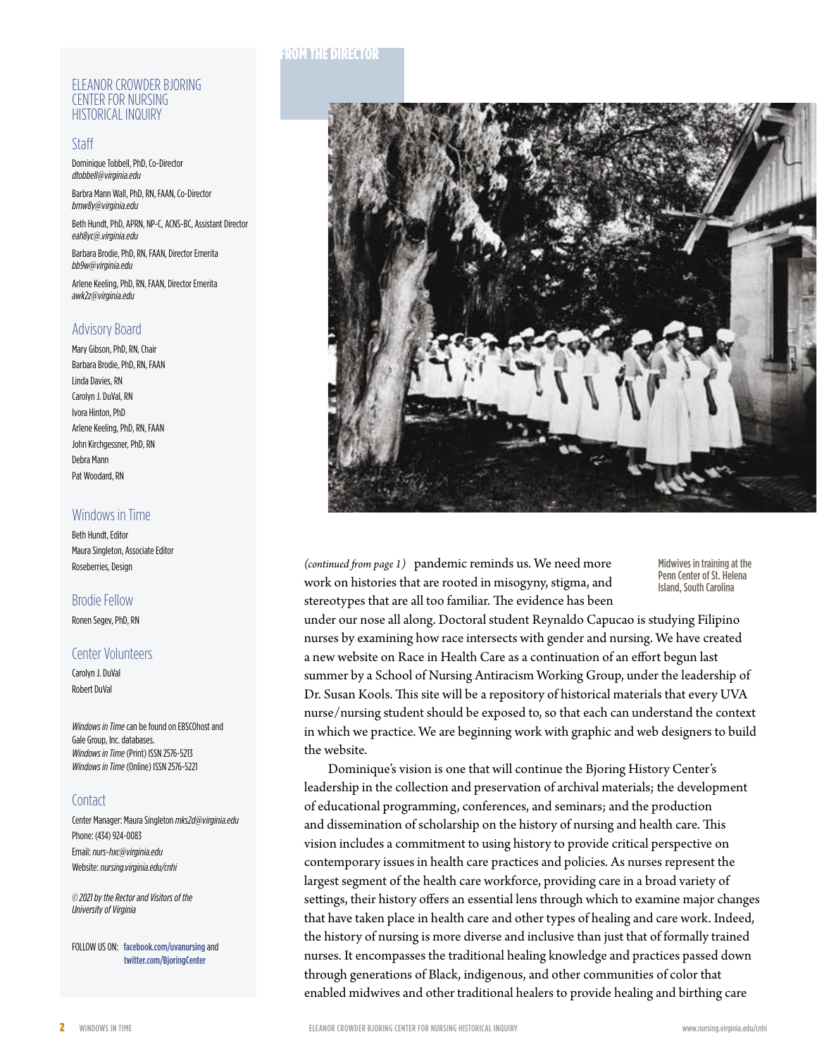## ELEANOR CROWDER BJORING CENTER FOR NURSING HISTORICAL INQUIRY

### Staff

Dominique Tobbell, PhD, Co-Director
*dtobbell@virginia.edu*

Barbra Mann Wall, PhD, RN, FAAN, Co-Director
*bmw8y@virginia.edu*

Beth Hundt, PhD, APRN, NP-C, ACNS-BC, Assistant Director
*eah8yc@.virginia.edu*

Barbara Brodie, PhD, RN, FAAN, Director Emerita
*bb9w@virginia.edu*

Arlene Keeling, PhD, RN, FAAN, Director Emerita
*awk2z@virginia.edu*

### Advisory Board

Mary Gibson, PhD, RN, Chair
Barbara Brodie, PhD, RN, FAAN
Linda Davies, RN
Carolyn J. DuVal, RN
Ivora Hinton, PhD
Arlene Keeling, PhD, RN, FAAN
John Kirchgessner, PhD, RN
Debra Mann
Pat Woodard, RN

### Windows in Time

Beth Hundt, Editor
Maura Singleton, Associate Editor
Roseberries, Design

### Brodie Fellow

Ronen Segev, PhD, RN

### Center Volunteers

Carolyn J. DuVal
Robert DuVal

*Windows in Time* can be found on EBSCOhost and Gale Group, Inc. databases.
*Windows in Time* (Print) ISSN 2576-5213
*Windows in Time* (Online) ISSN 2576-5221

### Contact

Center Manager: Maura Singleton *mks2d@virginia.edu*
Phone: (434) 924-0083
Email: *nurs-hxc@virginia.edu*
Website: *nursing.virginia.edu/cnhi*

*© 2021 by the Rector and Visitors of the University of Virginia*

FOLLOW US ON: **facebook.com/uvanursing** and **twitter.com/BjoringCenter**

## FROM THE DIRECTOR

Midwives in training at the Penn Center of St. Helena Island, South Carolina

*(continued from page 1)* pandemic reminds us. We need more work on histories that are rooted in misogyny, stigma, and stereotypes that are all too familiar. The evidence has been under our nose all along. Doctoral student Reynaldo Capucao is studying Filipino nurses by examining how race intersects with gender and nursing. We have created a new website on Race in Health Care as a continuation of an effort begun last summer by a School of Nursing Antiracism Working Group, under the leadership of Dr. Susan Kools. This site will be a repository of historical materials that every UVA nurse/nursing student should be exposed to, so that each can understand the context in which we practice. We are beginning work with graphic and web designers to build the website.

Dominique's vision is one that will continue the Bjoring History Center's leadership in the collection and preservation of archival materials; the development of educational programming, conferences, and seminars; and the production and dissemination of scholarship on the history of nursing and health care. This vision includes a commitment to using history to provide critical perspective on contemporary issues in health care practices and policies. As nurses represent the largest segment of the health care workforce, providing care in a broad variety of settings, their history offers an essential lens through which to examine major changes that have taken place in health care and other types of healing and care work. Indeed, the history of nursing is more diverse and inclusive than just that of formally trained nurses. It encompasses the traditional healing knowledge and practices passed down through generations of Black, indigenous, and other communities of color that enabled midwives and other traditional healers to provide healing and birthing care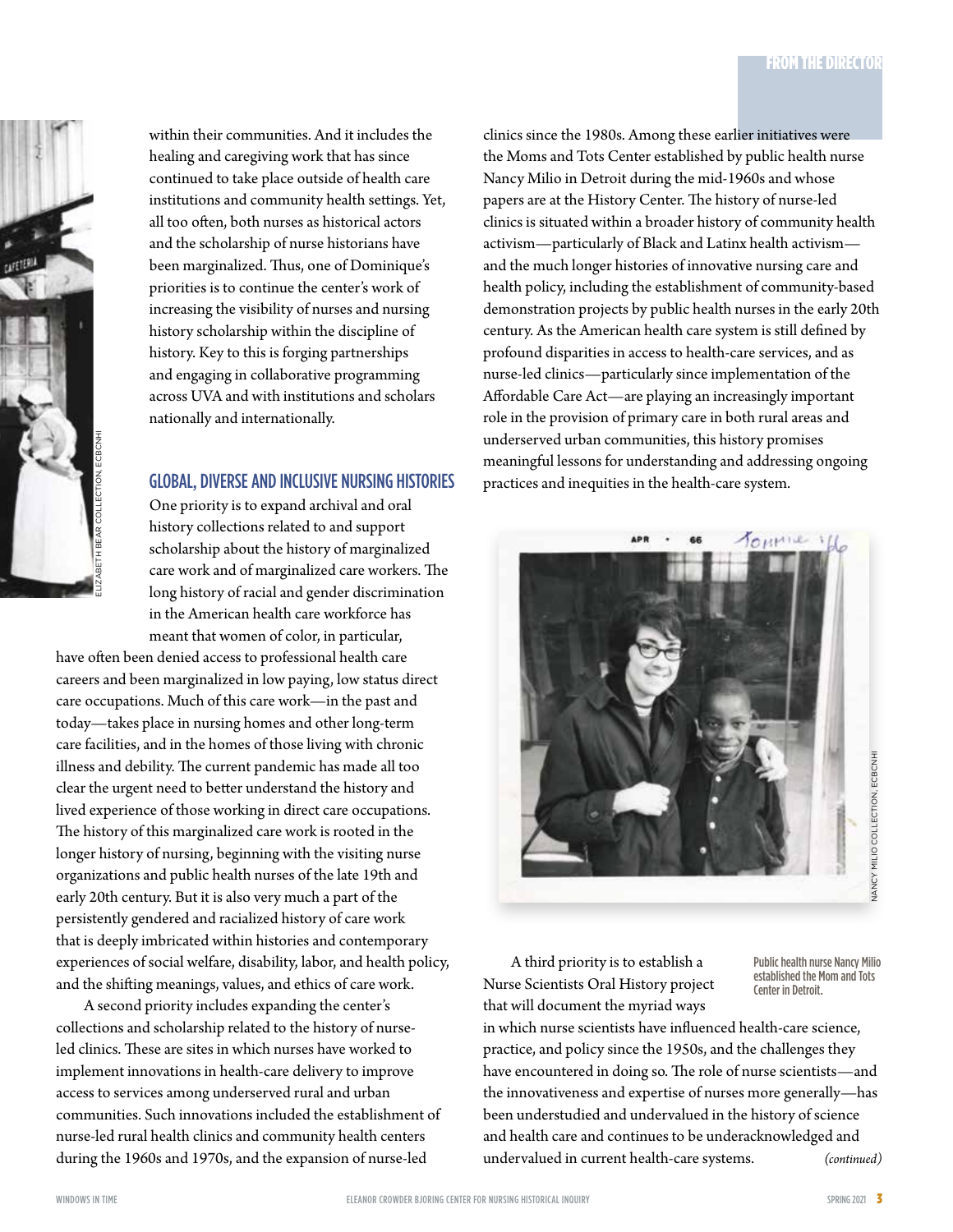within their communities. And it includes the healing and caregiving work that has since continued to take place outside of health care institutions and community health settings. Yet, all too often, both nurses as historical actors and the scholarship of nurse historians have been marginalized. Thus, one of Dominique's priorities is to continue the center's work of increasing the visibility of nurses and nursing history scholarship within the discipline of history. Key to this is forging partnerships and engaging in collaborative programming across UVA and with institutions and scholars nationally and internationally.

ELIZABETH BEAR COLLECTION, ECBCNHI

## GLOBAL, DIVERSE AND INCLUSIVE NURSING HISTORIES

One priority is to expand archival and oral history collections related to and support scholarship about the history of marginalized care work and of marginalized care workers. The long history of racial and gender discrimination in the American health care workforce has meant that women of color, in particular, have often been denied access to professional health care careers and been marginalized in low paying, low status direct care occupations. Much of this care work—in the past and today—takes place in nursing homes and other long-term care facilities, and in the homes of those living with chronic illness and debility. The current pandemic has made all too clear the urgent need to better understand the history and lived experience of those working in direct care occupations. The history of this marginalized care work is rooted in the longer history of nursing, beginning with the visiting nurse organizations and public health nurses of the late 19th and early 20th century. But it is also very much a part of the persistently gendered and racialized history of care work that is deeply imbricated within histories and contemporary experiences of social welfare, disability, labor, and health policy, and the shifting meanings, values, and ethics of care work.

A second priority includes expanding the center's collections and scholarship related to the history of nurse-led clinics. These are sites in which nurses have worked to implement innovations in health-care delivery to improve access to services among underserved rural and urban communities. Such innovations included the establishment of nurse-led rural health clinics and community health centers during the 1960s and 1970s, and the expansion of nurse-led clinics since the 1980s. Among these earlier initiatives were the Moms and Tots Center established by public health nurse Nancy Milio in Detroit during the mid-1960s and whose papers are at the History Center. The history of nurse-led clinics is situated within a broader history of community health activism—particularly of Black and Latinx health activism—and the much longer histories of innovative nursing care and health policy, including the establishment of community-based demonstration projects by public health nurses in the early 20th century. As the American health care system is still defined by profound disparities in access to health-care services, and as nurse-led clinics—particularly since implementation of the Affordable Care Act—are playing an increasingly important role in the provision of primary care in both rural areas and underserved urban communities, this history promises meaningful lessons for understanding and addressing ongoing practices and inequities in the health-care system.

NANCY MILIO COLLECTION, ECBCNHI

**Public health nurse Nancy Milio established the Mom and Tots Center in Detroit.**

A third priority is to establish a Nurse Scientists Oral History project that will document the myriad ways in which nurse scientists have influenced health-care science, practice, and policy since the 1950s, and the challenges they have encountered in doing so. The role of nurse scientists—and the innovativeness and expertise of nurses more generally—has been understudied and undervalued in the history of science and health care and continues to be underacknowledged and undervalued in current health-care systems. *(continued)*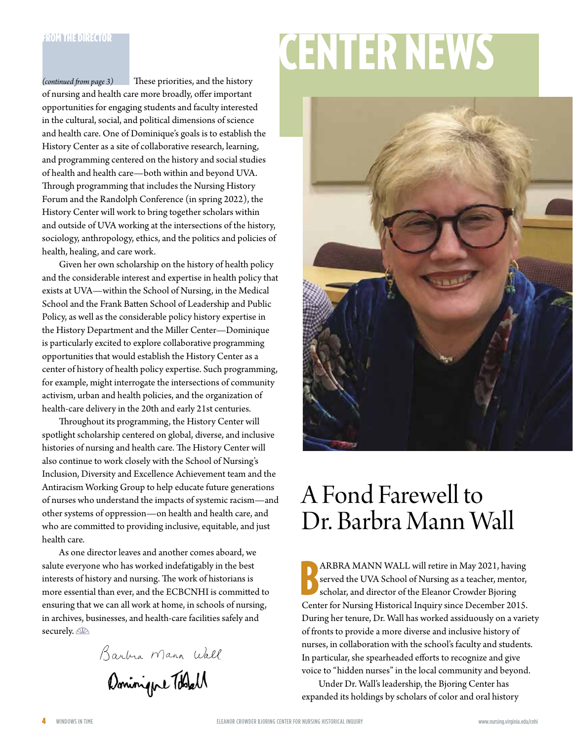## FROM THE DIRECTOR

*(continued from page 3)* These priorities, and the history of nursing and health care more broadly, offer important opportunities for engaging students and faculty interested in the cultural, social, and political dimensions of science and health care. One of Dominique's goals is to establish the History Center as a site of collaborative research, learning, and programming centered on the history and social studies of health and health care—both within and beyond UVA. Through programming that includes the Nursing History Forum and the Randolph Conference (in spring 2022), the History Center will work to bring together scholars within and outside of UVA working at the intersections of the history, sociology, anthropology, ethics, and the politics and policies of health, healing, and care work.

Given her own scholarship on the history of health policy and the considerable interest and expertise in health policy that exists at UVA—within the School of Nursing, in the Medical School and the Frank Batten School of Leadership and Public Policy, as well as the considerable policy history expertise in the History Department and the Miller Center—Dominique is particularly excited to explore collaborative programming opportunities that would establish the History Center as a center of history of health policy expertise. Such programming, for example, might interrogate the intersections of community activism, urban and health policies, and the organization of health-care delivery in the 20th and early 21st centuries.

Throughout its programming, the History Center will spotlight scholarship centered on global, diverse, and inclusive histories of nursing and health care. The History Center will also continue to work closely with the School of Nursing's Inclusion, Diversity and Excellence Achievement team and the Antiracism Working Group to help educate future generations of nurses who understand the impacts of systemic racism—and other systems of oppression—on health and health care, and who are committed to providing inclusive, equitable, and just health care.

As one director leaves and another comes aboard, we salute everyone who has worked indefatigably in the best interests of history and nursing. The work of historians is more essential than ever, and the ECBCNHI is committed to ensuring that we can all work at home, in schools of nursing, in archives, businesses, and health-care facilities safely and securely.

*Barbra Mann Wall*

*Dominique Tobbell*

# CENTER NEWS

## A Fond Farewell to Dr. Barbra Mann Wall

BARBRA MANN WALL will retire in May 2021, having served the UVA School of Nursing as a teacher, mentor, scholar, and director of the Eleanor Crowder Bjoring Center for Nursing Historical Inquiry since December 2015. During her tenure, Dr. Wall has worked assiduously on a variety of fronts to provide a more diverse and inclusive history of nurses, in collaboration with the school's faculty and students. In particular, she spearheaded efforts to recognize and give voice to "hidden nurses" in the local community and beyond.

Under Dr. Wall's leadership, the Bjoring Center has expanded its holdings by scholars of color and oral history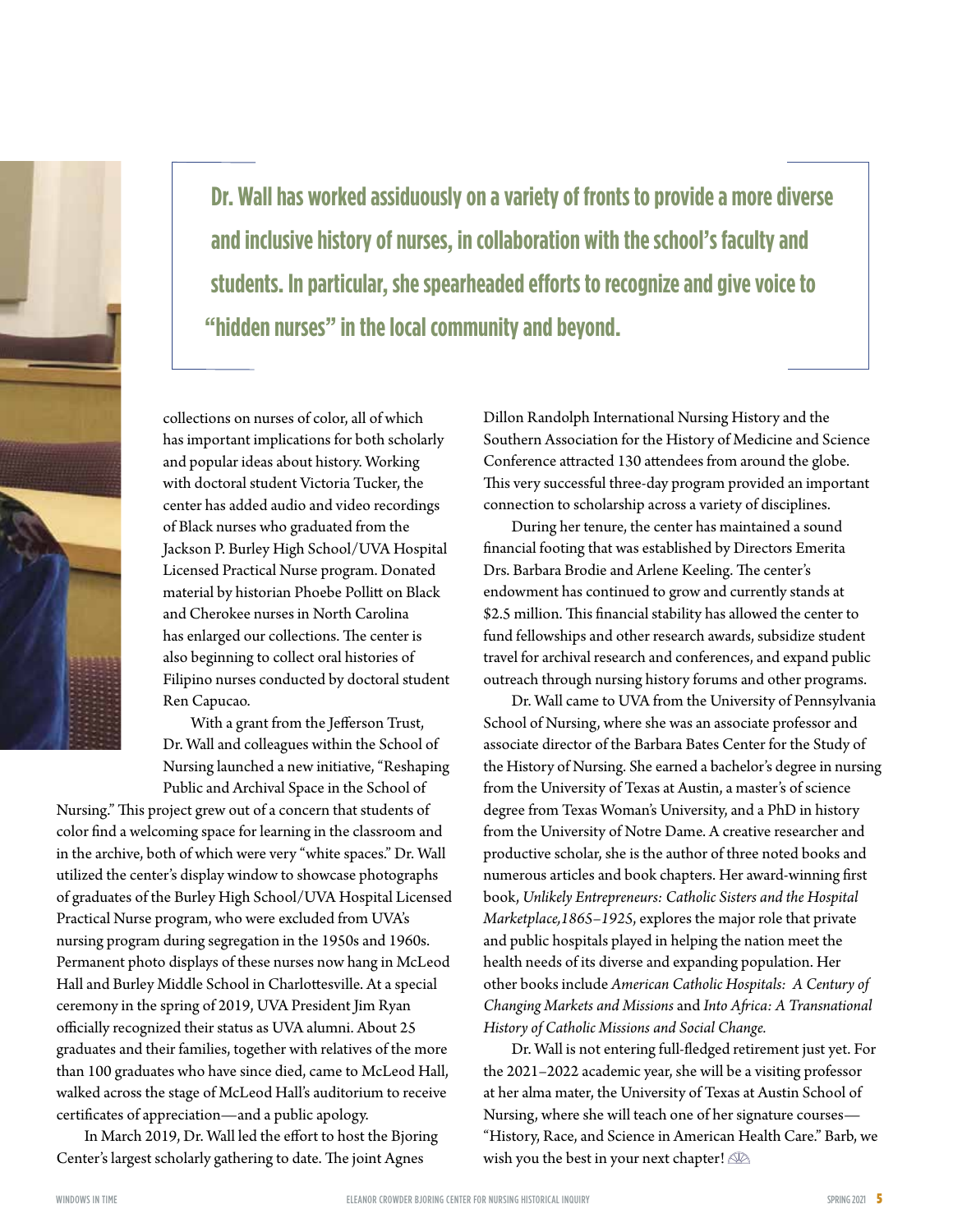**Dr. Wall has worked assiduously on a variety of fronts to provide a more diverse and inclusive history of nurses, in collaboration with the school's faculty and students. In particular, she spearheaded efforts to recognize and give voice to "hidden nurses" in the local community and beyond.**

collections on nurses of color, all of which has important implications for both scholarly and popular ideas about history. Working with doctoral student Victoria Tucker, the center has added audio and video recordings of Black nurses who graduated from the Jackson P. Burley High School/UVA Hospital Licensed Practical Nurse program. Donated material by historian Phoebe Pollitt on Black and Cherokee nurses in North Carolina has enlarged our collections. The center is also beginning to collect oral histories of Filipino nurses conducted by doctoral student Ren Capucao.

With a grant from the Jefferson Trust, Dr. Wall and colleagues within the School of Nursing launched a new initiative, "Reshaping Public and Archival Space in the School of Nursing." This project grew out of a concern that students of color find a welcoming space for learning in the classroom and in the archive, both of which were very "white spaces." Dr. Wall utilized the center's display window to showcase photographs of graduates of the Burley High School/UVA Hospital Licensed Practical Nurse program, who were excluded from UVA's nursing program during segregation in the 1950s and 1960s. Permanent photo displays of these nurses now hang in McLeod Hall and Burley Middle School in Charlottesville. At a special ceremony in the spring of 2019, UVA President Jim Ryan officially recognized their status as UVA alumni. About 25 graduates and their families, together with relatives of the more than 100 graduates who have since died, came to McLeod Hall, walked across the stage of McLeod Hall's auditorium to receive certificates of appreciation—and a public apology.

In March 2019, Dr. Wall led the effort to host the Bjoring Center's largest scholarly gathering to date. The joint Agnes Dillon Randolph International Nursing History and the Southern Association for the History of Medicine and Science Conference attracted 130 attendees from around the globe. This very successful three-day program provided an important connection to scholarship across a variety of disciplines.

During her tenure, the center has maintained a sound financial footing that was established by Directors Emerita Drs. Barbara Brodie and Arlene Keeling. The center's endowment has continued to grow and currently stands at $2.5 million. This financial stability has allowed the center to fund fellowships and other research awards, subsidize student travel for archival research and conferences, and expand public outreach through nursing history forums and other programs.

Dr. Wall came to UVA from the University of Pennsylvania School of Nursing, where she was an associate professor and associate director of the Barbara Bates Center for the Study of the History of Nursing. She earned a bachelor's degree in nursing from the University of Texas at Austin, a master's of science degree from Texas Woman's University, and a PhD in history from the University of Notre Dame. A creative researcher and productive scholar, she is the author of three noted books and numerous articles and book chapters. Her award-winning first book, *Unlikely Entrepreneurs: Catholic Sisters and the Hospital Marketplace,1865–1925*, explores the major role that private and public hospitals played in helping the nation meet the health needs of its diverse and expanding population. Her other books include *American Catholic Hospitals: A Century of Changing Markets and Missions* and *Into Africa: A Transnational History of Catholic Missions and Social Change.*

Dr. Wall is not entering full-fledged retirement just yet. For the 2021–2022 academic year, she will be a visiting professor at her alma mater, the University of Texas at Austin School of Nursing, where she will teach one of her signature courses—"History, Race, and Science in American Health Care." Barb, we wish you the best in your next chapter!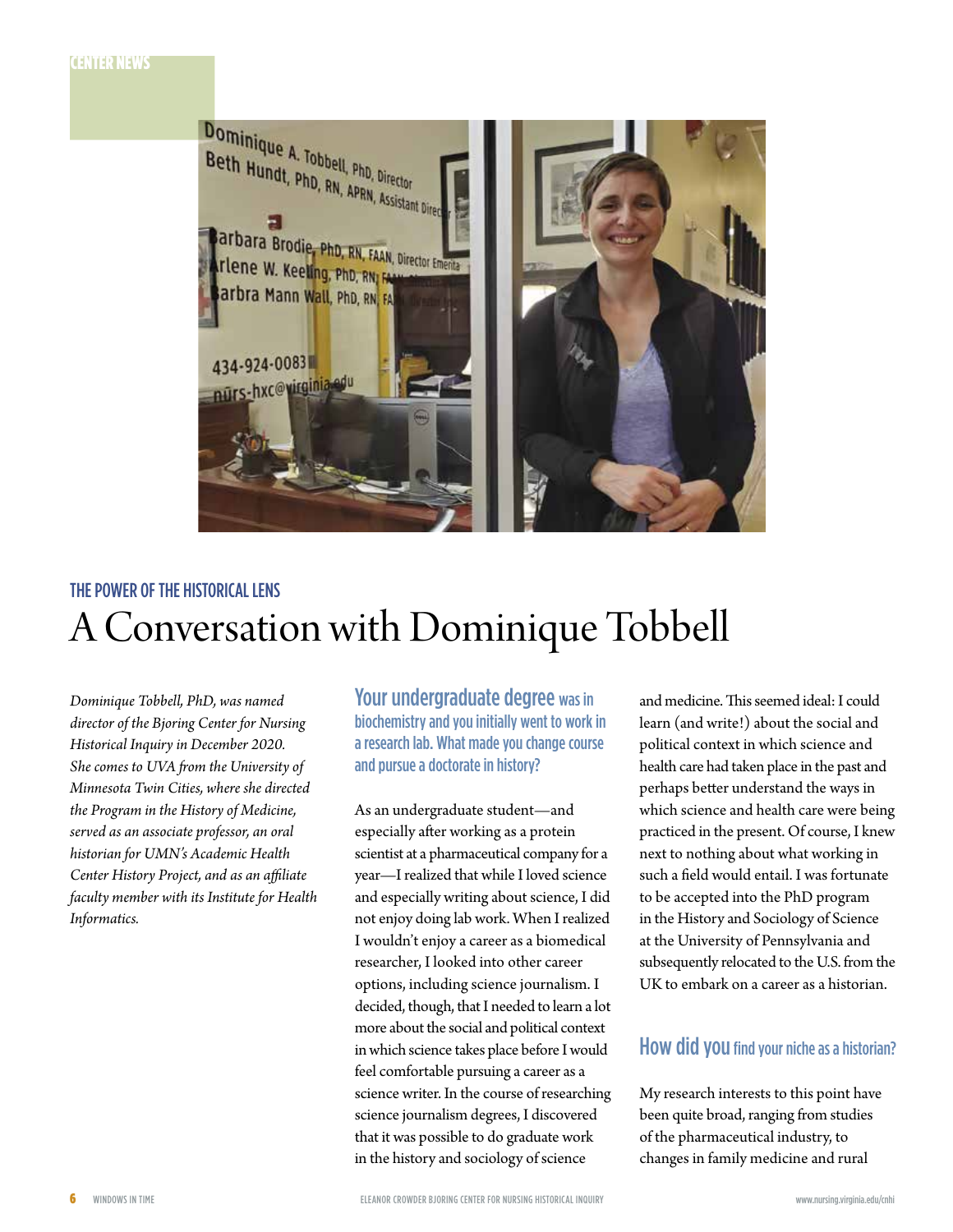CENTER NEWS

### THE POWER OF THE HISTORICAL LENS

# A Conversation with Dominique Tobbell

*Dominique Tobbell, PhD, was named director of the Bjoring Center for Nursing Historical Inquiry in December 2020. She comes to UVA from the University of Minnesota Twin Cities, where she directed the Program in the History of Medicine, served as an associate professor, an oral historian for UMN's Academic Health Center History Project, and as an affiliate faculty member with its Institute for Health Informatics.*

## Your undergraduate degree was in biochemistry and you initially went to work in a research lab. What made you change course and pursue a doctorate in history?

As an undergraduate student—and especially after working as a protein scientist at a pharmaceutical company for a year—I realized that while I loved science and especially writing about science, I did not enjoy doing lab work. When I realized I wouldn't enjoy a career as a biomedical researcher, I looked into other career options, including science journalism. I decided, though, that I needed to learn a lot more about the social and political context in which science takes place before I would feel comfortable pursuing a career as a science writer. In the course of researching science journalism degrees, I discovered that it was possible to do graduate work in the history and sociology of science and medicine. This seemed ideal: I could learn (and write!) about the social and political context in which science and health care had taken place in the past and perhaps better understand the ways in which science and health care were being practiced in the present. Of course, I knew next to nothing about what working in such a field would entail. I was fortunate to be accepted into the PhD program in the History and Sociology of Science at the University of Pennsylvania and subsequently relocated to the U.S. from the UK to embark on a career as a historian.

## How did you find your niche as a historian?

My research interests to this point have been quite broad, ranging from studies of the pharmaceutical industry, to changes in family medicine and rural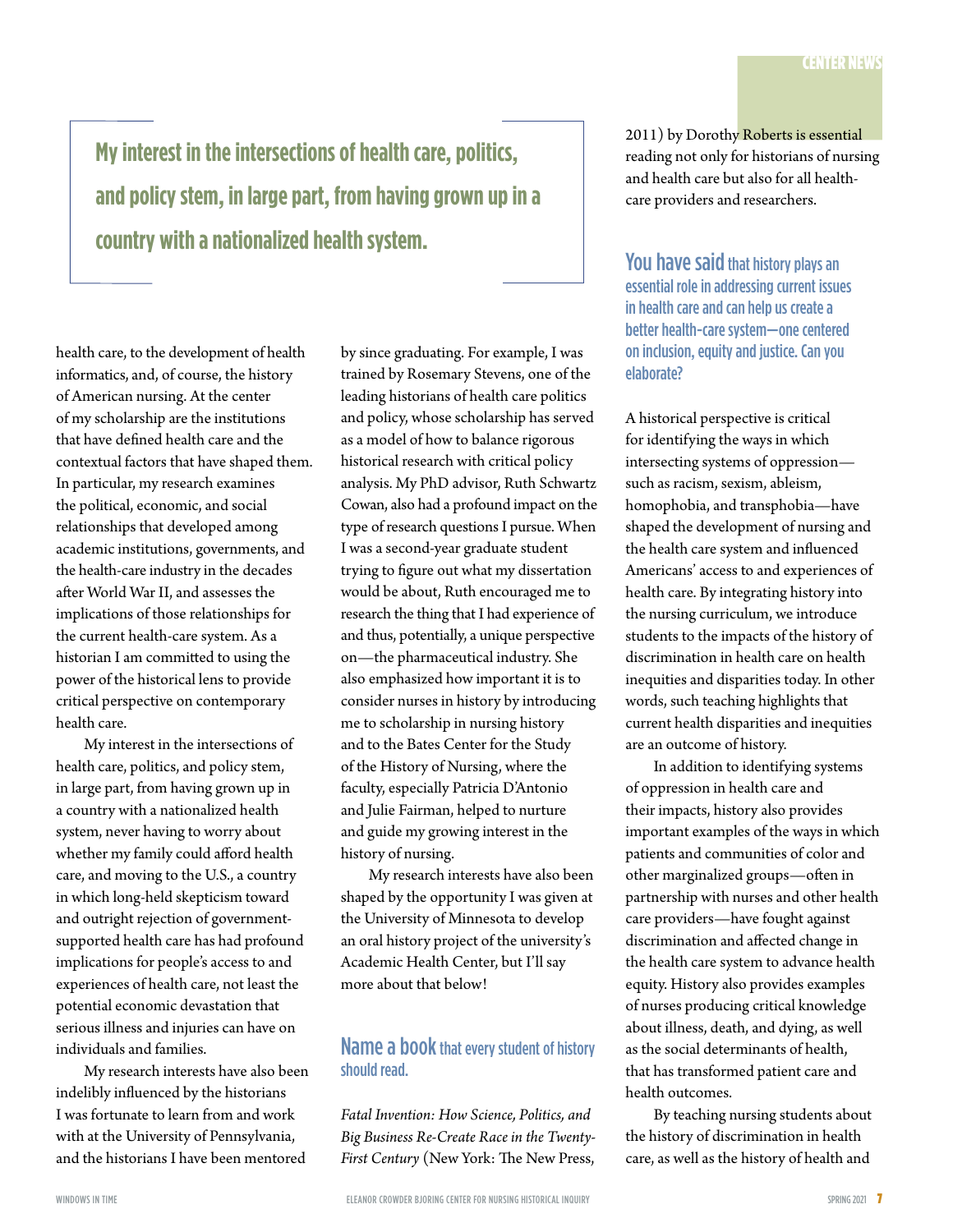> **My interest in the intersections of health care, politics, and policy stem, in large part, from having grown up in a country with a nationalized health system.**

health care, to the development of health informatics, and, of course, the history of American nursing. At the center of my scholarship are the institutions that have defined health care and the contextual factors that have shaped them. In particular, my research examines the political, economic, and social relationships that developed among academic institutions, governments, and the health-care industry in the decades after World War II, and assesses the implications of those relationships for the current health-care system. As a historian I am committed to using the power of the historical lens to provide critical perspective on contemporary health care.

My interest in the intersections of health care, politics, and policy stem, in large part, from having grown up in a country with a nationalized health system, never having to worry about whether my family could afford health care, and moving to the U.S., a country in which long-held skepticism toward and outright rejection of government-supported health care has had profound implications for people's access to and experiences of health care, not least the potential economic devastation that serious illness and injuries can have on individuals and families.

My research interests have also been indelibly influenced by the historians I was fortunate to learn from and work with at the University of Pennsylvania, and the historians I have been mentored by since graduating. For example, I was trained by Rosemary Stevens, one of the leading historians of health care politics and policy, whose scholarship has served as a model of how to balance rigorous historical research with critical policy analysis. My PhD advisor, Ruth Schwartz Cowan, also had a profound impact on the type of research questions I pursue. When I was a second-year graduate student trying to figure out what my dissertation would be about, Ruth encouraged me to research the thing that I had experience of and thus, potentially, a unique perspective on—the pharmaceutical industry. She also emphasized how important it is to consider nurses in history by introducing me to scholarship in nursing history and to the Bates Center for the Study of the History of Nursing, where the faculty, especially Patricia D'Antonio and Julie Fairman, helped to nurture and guide my growing interest in the history of nursing.

My research interests have also been shaped by the opportunity I was given at the University of Minnesota to develop an oral history project of the university's Academic Health Center, but I'll say more about that below!

## Name a book that every student of history should read.

*Fatal Invention: How Science, Politics, and Big Business Re-Create Race in the Twenty-First Century* (New York: The New Press, 2011) by Dorothy Roberts is essential reading not only for historians of nursing and health care but also for all health-care providers and researchers.

## You have said that history plays an essential role in addressing current issues in health care and can help us create a better health-care system—one centered on inclusion, equity and justice. Can you elaborate?

A historical perspective is critical for identifying the ways in which intersecting systems of oppression—such as racism, sexism, ableism, homophobia, and transphobia—have shaped the development of nursing and the health care system and influenced Americans' access to and experiences of health care. By integrating history into the nursing curriculum, we introduce students to the impacts of the history of discrimination in health care on health inequities and disparities today. In other words, such teaching highlights that current health disparities and inequities are an outcome of history.

In addition to identifying systems of oppression in health care and their impacts, history also provides important examples of the ways in which patients and communities of color and other marginalized groups—often in partnership with nurses and other health care providers—have fought against discrimination and affected change in the health care system to advance health equity. History also provides examples of nurses producing critical knowledge about illness, death, and dying, as well as the social determinants of health, that has transformed patient care and health outcomes.

By teaching nursing students about the history of discrimination in health care, as well as the history of health and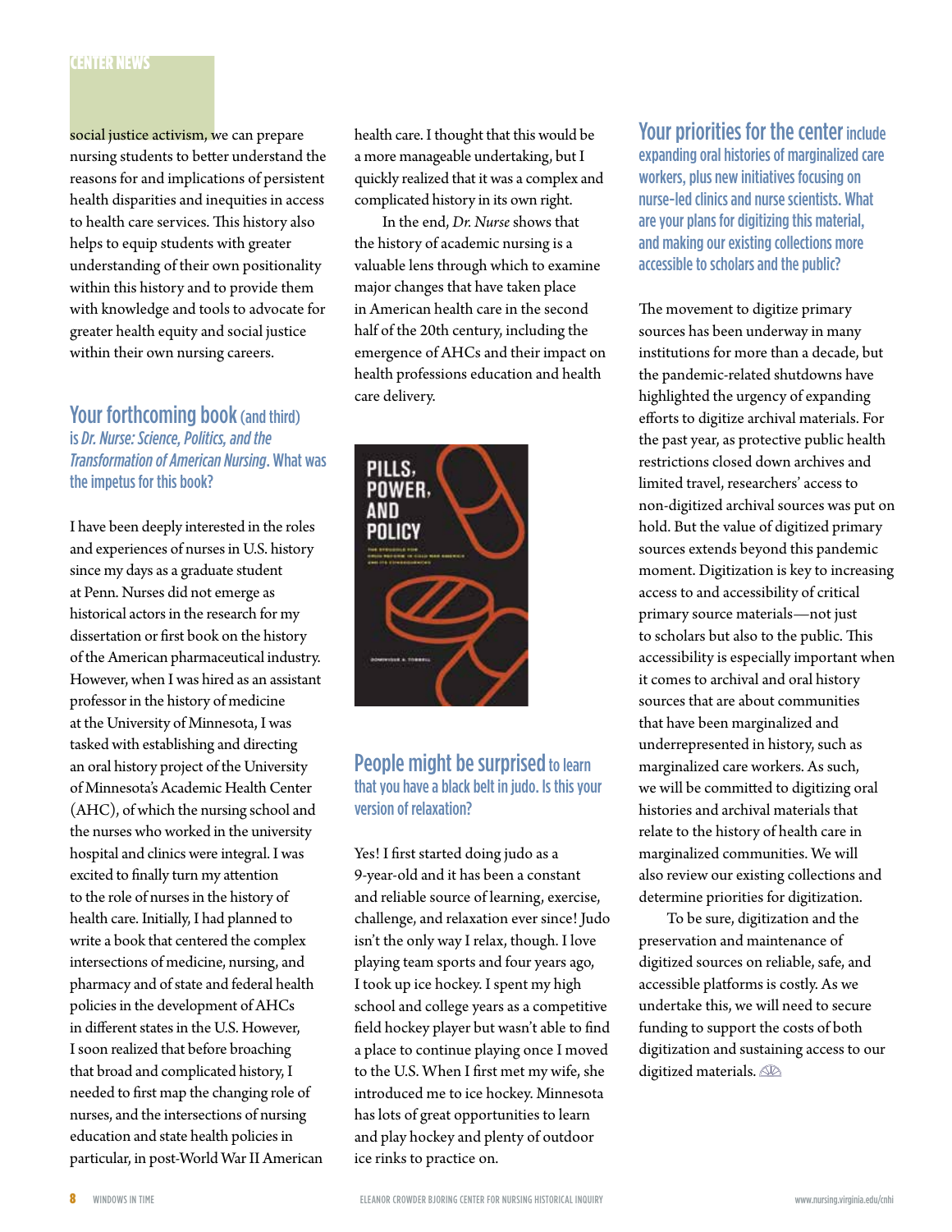social justice activism, we can prepare nursing students to better understand the reasons for and implications of persistent health disparities and inequities in access to health care services. This history also helps to equip students with greater understanding of their own positionality within this history and to provide them with knowledge and tools to advocate for greater health equity and social justice within their own nursing careers.

## Your forthcoming book (and third) is *Dr. Nurse: Science, Politics, and the Transformation of American Nursing*. What was the impetus for this book?

I have been deeply interested in the roles and experiences of nurses in U.S. history since my days as a graduate student at Penn. Nurses did not emerge as historical actors in the research for my dissertation or first book on the history of the American pharmaceutical industry. However, when I was hired as an assistant professor in the history of medicine at the University of Minnesota, I was tasked with establishing and directing an oral history project of the University of Minnesota's Academic Health Center (AHC), of which the nursing school and the nurses who worked in the university hospital and clinics were integral. I was excited to finally turn my attention to the role of nurses in the history of health care. Initially, I had planned to write a book that centered the complex intersections of medicine, nursing, and pharmacy and of state and federal health policies in the development of AHCs in different states in the U.S. However, I soon realized that before broaching that broad and complicated history, I needed to first map the changing role of nurses, and the intersections of nursing education and state health policies in particular, in post-World War II American health care. I thought that this would be a more manageable undertaking, but I quickly realized that it was a complex and complicated history in its own right.

In the end, *Dr. Nurse* shows that the history of academic nursing is a valuable lens through which to examine major changes that have taken place in American health care in the second half of the 20th century, including the emergence of AHCs and their impact on health professions education and health care delivery.

## People might be surprised to learn that you have a black belt in judo. Is this your version of relaxation?

Yes! I first started doing judo as a 9-year-old and it has been a constant and reliable source of learning, exercise, challenge, and relaxation ever since! Judo isn't the only way I relax, though. I love playing team sports and four years ago, I took up ice hockey. I spent my high school and college years as a competitive field hockey player but wasn't able to find a place to continue playing once I moved to the U.S. When I first met my wife, she introduced me to ice hockey. Minnesota has lots of great opportunities to learn and play hockey and plenty of outdoor ice rinks to practice on.

## Your priorities for the center include expanding oral histories of marginalized care workers, plus new initiatives focusing on nurse-led clinics and nurse scientists. What are your plans for digitizing this material, and making our existing collections more accessible to scholars and the public?

The movement to digitize primary sources has been underway in many institutions for more than a decade, but the pandemic-related shutdowns have highlighted the urgency of expanding efforts to digitize archival materials. For the past year, as protective public health restrictions closed down archives and limited travel, researchers' access to non-digitized archival sources was put on hold. But the value of digitized primary sources extends beyond this pandemic moment. Digitization is key to increasing access to and accessibility of critical primary source materials—not just to scholars but also to the public. This accessibility is especially important when it comes to archival and oral history sources that are about communities that have been marginalized and underrepresented in history, such as marginalized care workers. As such, we will be committed to digitizing oral histories and archival materials that relate to the history of health care in marginalized communities. We will also review our existing collections and determine priorities for digitization.

To be sure, digitization and the preservation and maintenance of digitized sources on reliable, safe, and accessible platforms is costly. As we undertake this, we will need to secure funding to support the costs of both digitization and sustaining access to our digitized materials.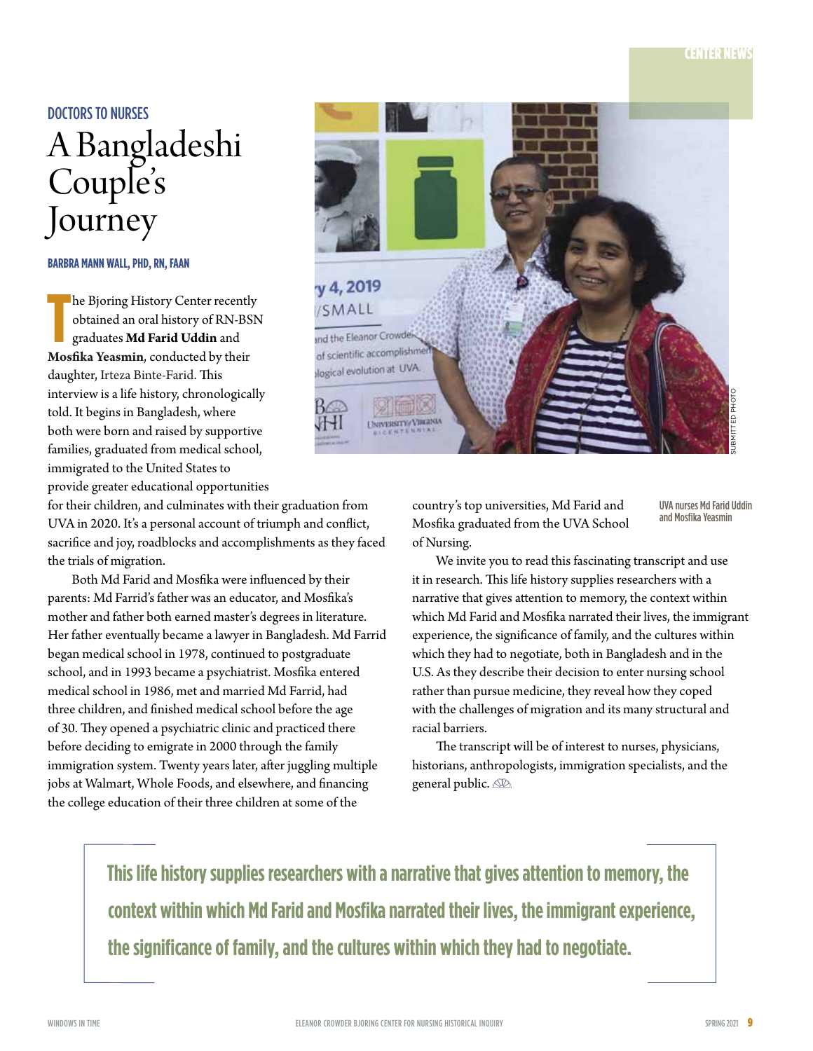DOCTORS TO NURSES

# A Bangladeshi Couple's Journey

**BARBRA MANN WALL, PHD, RN, FAAN**

The Bjoring History Center recently obtained an oral history of RN-BSN graduates **Md Farid Uddin** and **Mosfika Yeasmin**, conducted by their daughter, Irteza Binte-Farid. This interview is a life history, chronologically told. It begins in Bangladesh, where both were born and raised by supportive families, graduated from medical school, immigrated to the United States to provide greater educational opportunities for their children, and culminates with their graduation from UVA in 2020. It's a personal account of triumph and conflict, sacrifice and joy, roadblocks and accomplishments as they faced the trials of migration.

Both Md Farid and Mosfika were influenced by their parents: Md Farrid's father was an educator, and Mosfika's mother and father both earned master's degrees in literature. Her father eventually became a lawyer in Bangladesh. Md Farrid began medical school in 1978, continued to postgraduate school, and in 1993 became a psychiatrist. Mosfika entered medical school in 1986, met and married Md Farrid, had three children, and finished medical school before the age of 30. They opened a psychiatric clinic and practiced there before deciding to emigrate in 2000 through the family immigration system. Twenty years later, after juggling multiple jobs at Walmart, Whole Foods, and elsewhere, and financing the college education of their three children at some of the country's top universities, Md Farid and Mosfika graduated from the UVA School of Nursing.

UVA nurses Md Farid Uddin and Mosfika Yeasmin

We invite you to read this fascinating transcript and use it in research. This life history supplies researchers with a narrative that gives attention to memory, the context within which Md Farid and Mosfika narrated their lives, the immigrant experience, the significance of family, and the cultures within which they had to negotiate, both in Bangladesh and in the U.S. As they describe their decision to enter nursing school rather than pursue medicine, they reveal how they coped with the challenges of migration and its many structural and racial barriers.

The transcript will be of interest to nurses, physicians, historians, anthropologists, immigration specialists, and the general public.

> **This life history supplies researchers with a narrative that gives attention to memory, the context within which Md Farid and Mosfika narrated their lives, the immigrant experience, the significance of family, and the cultures within which they had to negotiate.**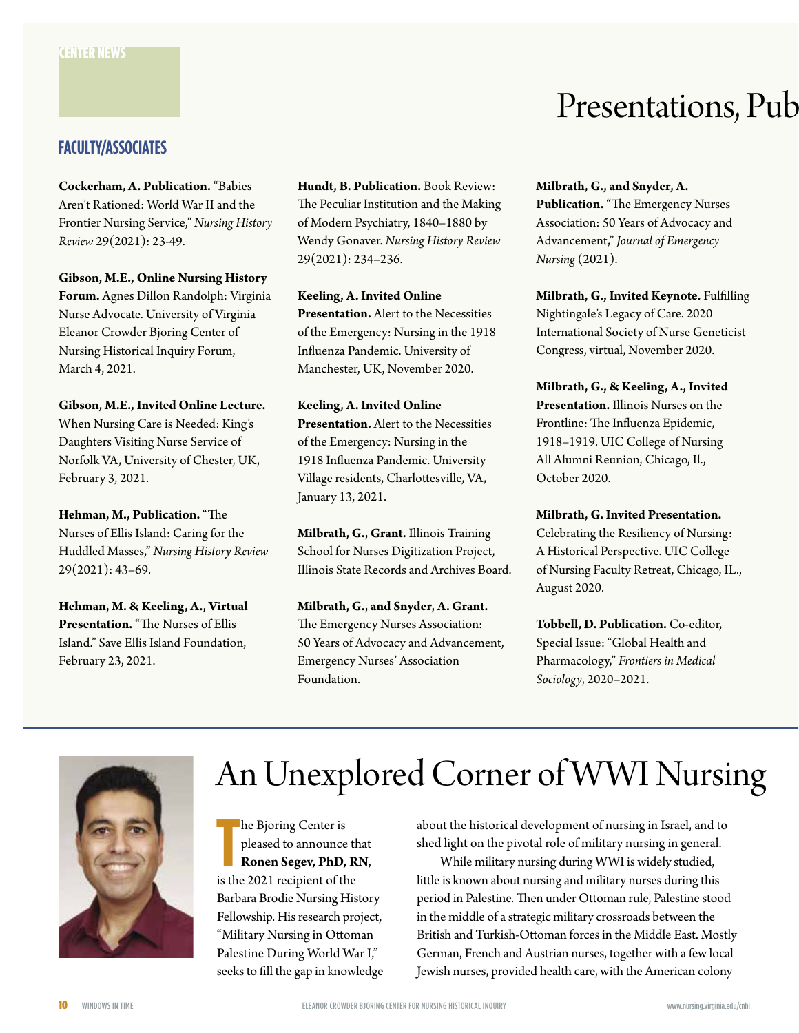CENTER NEWS

# Presentations, Pub

## FACULTY/ASSOCIATES

**Cockerham, A. Publication.** "Babies Aren't Rationed: World War II and the Frontier Nursing Service," *Nursing History Review* 29(2021): 23-49.

**Gibson, M.E., Online Nursing History Forum.** Agnes Dillon Randolph: Virginia Nurse Advocate. University of Virginia Eleanor Crowder Bjoring Center of Nursing Historical Inquiry Forum, March 4, 2021.

**Gibson, M.E., Invited Online Lecture.** When Nursing Care is Needed: King's Daughters Visiting Nurse Service of Norfolk VA, University of Chester, UK, February 3, 2021.

**Hehman, M., Publication.** "The Nurses of Ellis Island: Caring for the Huddled Masses," *Nursing History Review* 29(2021): 43–69.

**Hehman, M. & Keeling, A., Virtual Presentation.** "The Nurses of Ellis Island." Save Ellis Island Foundation, February 23, 2021.

**Hundt, B. Publication.** Book Review: The Peculiar Institution and the Making of Modern Psychiatry, 1840–1880 by Wendy Gonaver. *Nursing History Review* 29(2021): 234–236.

**Keeling, A. Invited Online Presentation.** Alert to the Necessities of the Emergency: Nursing in the 1918 Influenza Pandemic. University of Manchester, UK, November 2020.

**Keeling, A. Invited Online Presentation.** Alert to the Necessities of the Emergency: Nursing in the 1918 Influenza Pandemic. University Village residents, Charlottesville, VA, January 13, 2021.

**Milbrath, G., Grant.** Illinois Training School for Nurses Digitization Project, Illinois State Records and Archives Board.

**Milbrath, G., and Snyder, A. Grant.** The Emergency Nurses Association: 50 Years of Advocacy and Advancement, Emergency Nurses' Association Foundation.

**Milbrath, G., and Snyder, A. Publication.** "The Emergency Nurses Association: 50 Years of Advocacy and Advancement," *Journal of Emergency Nursing* (2021).

**Milbrath, G., Invited Keynote.** Fulfilling Nightingale's Legacy of Care. 2020 International Society of Nurse Geneticist Congress, virtual, November 2020.

**Milbrath, G., & Keeling, A., Invited Presentation.** Illinois Nurses on the Frontline: The Influenza Epidemic, 1918–1919. UIC College of Nursing All Alumni Reunion, Chicago, Il., October 2020.

**Milbrath, G. Invited Presentation.** Celebrating the Resiliency of Nursing: A Historical Perspective. UIC College of Nursing Faculty Retreat, Chicago, IL., August 2020.

**Tobbell, D. Publication.** Co-editor, Special Issue: "Global Health and Pharmacology," *Frontiers in Medical Sociology*, 2020–2021.

# An Unexplored Corner of WWI Nursing

The Bjoring Center is pleased to announce that **Ronen Segev, PhD, RN**, is the 2021 recipient of the Barbara Brodie Nursing History Fellowship. His research project, "Military Nursing in Ottoman Palestine During World War I," seeks to fill the gap in knowledge about the historical development of nursing in Israel, and to shed light on the pivotal role of military nursing in general.

While military nursing during WWI is widely studied, little is known about nursing and military nurses during this period in Palestine. Then under Ottoman rule, Palestine stood in the middle of a strategic military crossroads between the British and Turkish-Ottoman forces in the Middle East. Mostly German, French and Austrian nurses, together with a few local Jewish nurses, provided health care, with the American colony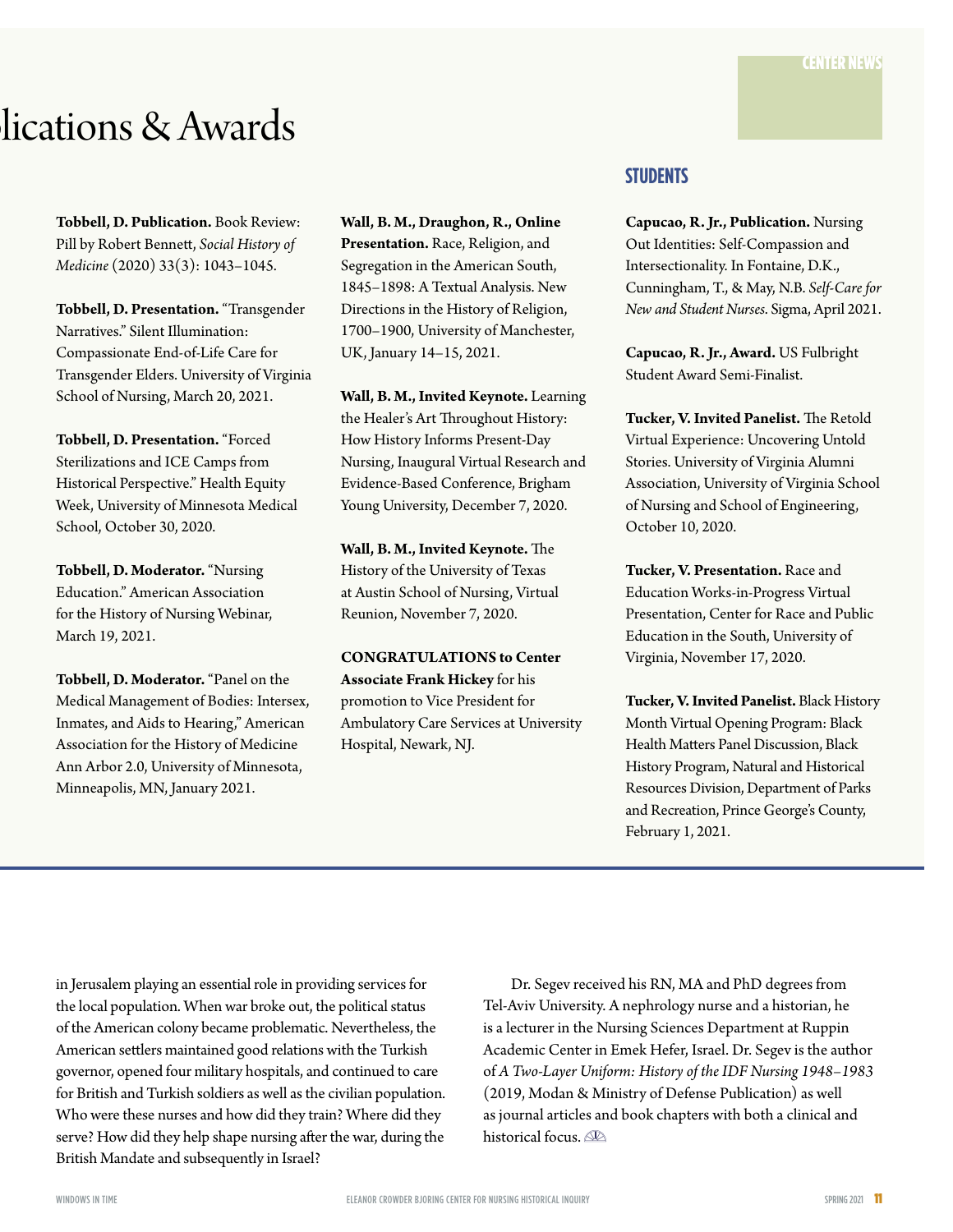# lications & Awards

**Tobbell, D. Publication.** Book Review: Pill by Robert Bennett, *Social History of Medicine* (2020) 33(3): 1043–1045.

**Tobbell, D. Presentation.** "Transgender Narratives." Silent Illumination: Compassionate End-of-Life Care for Transgender Elders. University of Virginia School of Nursing, March 20, 2021.

**Tobbell, D. Presentation.** "Forced Sterilizations and ICE Camps from Historical Perspective." Health Equity Week, University of Minnesota Medical School, October 30, 2020.

**Tobbell, D. Moderator.** "Nursing Education." American Association for the History of Nursing Webinar, March 19, 2021.

**Tobbell, D. Moderator.** "Panel on the Medical Management of Bodies: Intersex, Inmates, and Aids to Hearing," American Association for the History of Medicine Ann Arbor 2.0, University of Minnesota, Minneapolis, MN, January 2021.

**Wall, B. M., Draughon, R., Online Presentation.** Race, Religion, and Segregation in the American South, 1845–1898: A Textual Analysis. New Directions in the History of Religion, 1700–1900, University of Manchester, UK, January 14–15, 2021.

**Wall, B. M., Invited Keynote.** Learning the Healer's Art Throughout History: How History Informs Present-Day Nursing, Inaugural Virtual Research and Evidence-Based Conference, Brigham Young University, December 7, 2020.

**Wall, B. M., Invited Keynote.** The History of the University of Texas at Austin School of Nursing, Virtual Reunion, November 7, 2020.

**CONGRATULATIONS to Center Associate Frank Hickey** for his promotion to Vice President for Ambulatory Care Services at University Hospital, Newark, NJ.

## STUDENTS

**Capucao, R. Jr., Publication.** Nursing Out Identities: Self-Compassion and Intersectionality. In Fontaine, D.K., Cunningham, T., & May, N.B. *Self-Care for New and Student Nurses*. Sigma, April 2021.

**Capucao, R. Jr., Award.** US Fulbright Student Award Semi-Finalist.

**Tucker, V. Invited Panelist.** The Retold Virtual Experience: Uncovering Untold Stories. University of Virginia Alumni Association, University of Virginia School of Nursing and School of Engineering, October 10, 2020.

**Tucker, V. Presentation.** Race and Education Works-in-Progress Virtual Presentation, Center for Race and Public Education in the South, University of Virginia, November 17, 2020.

**Tucker, V. Invited Panelist.** Black History Month Virtual Opening Program: Black Health Matters Panel Discussion, Black History Program, Natural and Historical Resources Division, Department of Parks and Recreation, Prince George's County, February 1, 2021.

---

in Jerusalem playing an essential role in providing services for the local population. When war broke out, the political status of the American colony became problematic. Nevertheless, the American settlers maintained good relations with the Turkish governor, opened four military hospitals, and continued to care for British and Turkish soldiers as well as the civilian population. Who were these nurses and how did they train? Where did they serve? How did they help shape nursing after the war, during the British Mandate and subsequently in Israel?

Dr. Segev received his RN, MA and PhD degrees from Tel-Aviv University. A nephrology nurse and a historian, he is a lecturer in the Nursing Sciences Department at Ruppin Academic Center in Emek Hefer, Israel. Dr. Segev is the author of *A Two-Layer Uniform: History of the IDF Nursing 1948–1983* (2019, Modan & Ministry of Defense Publication) as well as journal articles and book chapters with both a clinical and historical focus.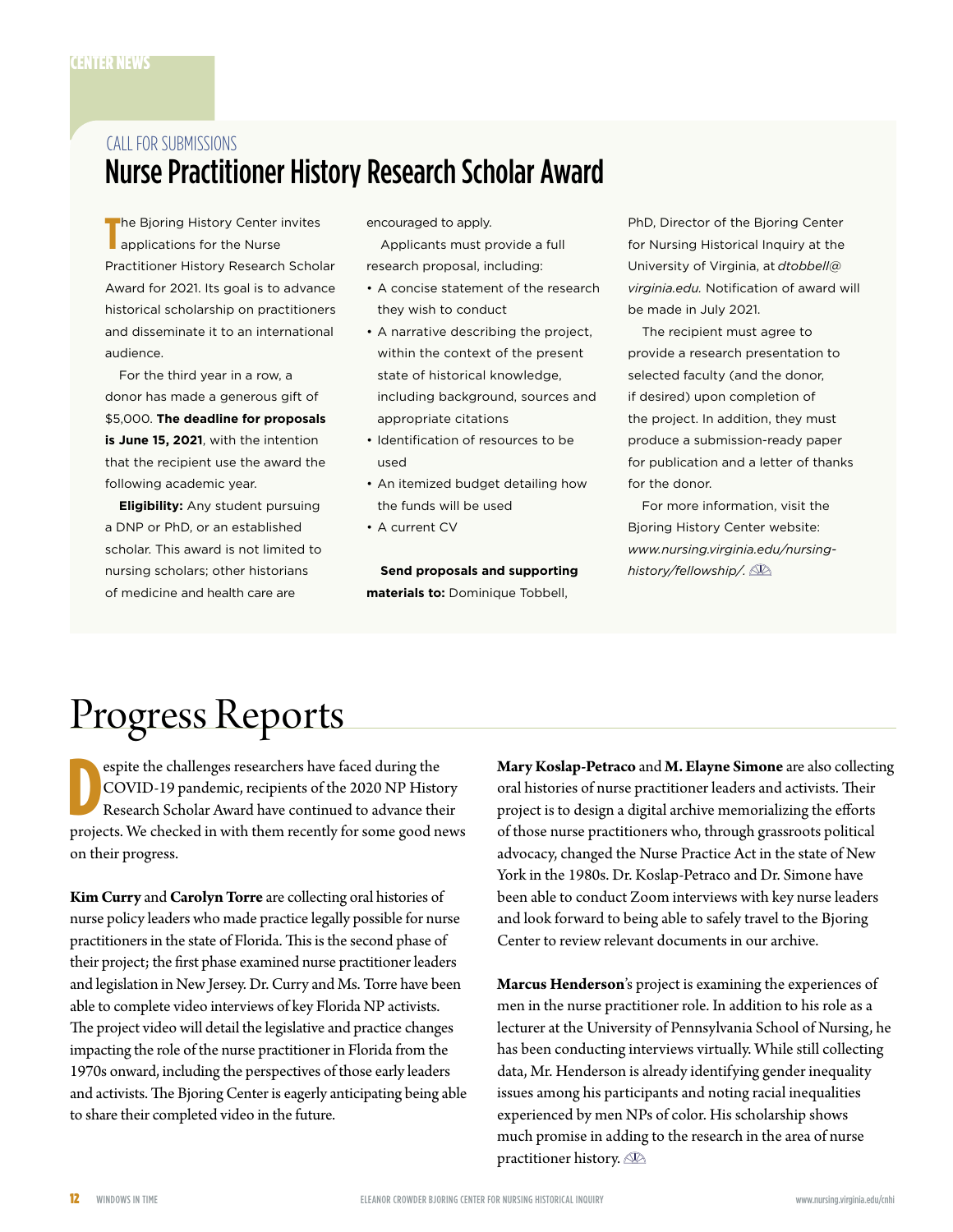CENTER NEWS

CALL FOR SUBMISSIONS

## Nurse Practitioner History Research Scholar Award

The Bjoring History Center invites applications for the Nurse Practitioner History Research Scholar Award for 2021. Its goal is to advance historical scholarship on practitioners and disseminate it to an international audience.

For the third year in a row, a donor has made a generous gift of $5,000. **The deadline for proposals is June 15, 2021**, with the intention that the recipient use the award the following academic year.

**Eligibility:** Any student pursuing a DNP or PhD, or an established scholar. This award is not limited to nursing scholars; other historians of medicine and health care are encouraged to apply.

Applicants must provide a full research proposal, including:

- A concise statement of the research they wish to conduct
- A narrative describing the project, within the context of the present state of historical knowledge, including background, sources and appropriate citations
- Identification of resources to be used
- An itemized budget detailing how the funds will be used
- A current CV

**Send proposals and supporting materials to:** Dominique Tobbell, PhD, Director of the Bjoring Center for Nursing Historical Inquiry at the University of Virginia, at *dtobbell@virginia.edu.* Notification of award will be made in July 2021.

The recipient must agree to provide a research presentation to selected faculty (and the donor, if desired) upon completion of the project. In addition, they must produce a submission-ready paper for publication and a letter of thanks for the donor.

For more information, visit the Bjoring History Center website: *www.nursing.virginia.edu/nursing-history/fellowship/.*

# Progress Reports

Despite the challenges researchers have faced during the COVID-19 pandemic, recipients of the 2020 NP History Research Scholar Award have continued to advance their projects. We checked in with them recently for some good news on their progress.

**Kim Curry** and **Carolyn Torre** are collecting oral histories of nurse policy leaders who made practice legally possible for nurse practitioners in the state of Florida. This is the second phase of their project; the first phase examined nurse practitioner leaders and legislation in New Jersey. Dr. Curry and Ms. Torre have been able to complete video interviews of key Florida NP activists. The project video will detail the legislative and practice changes impacting the role of the nurse practitioner in Florida from the 1970s onward, including the perspectives of those early leaders and activists. The Bjoring Center is eagerly anticipating being able to share their completed video in the future.

**Mary Koslap-Petraco** and **M. Elayne Simone** are also collecting oral histories of nurse practitioner leaders and activists. Their project is to design a digital archive memorializing the efforts of those nurse practitioners who, through grassroots political advocacy, changed the Nurse Practice Act in the state of New York in the 1980s. Dr. Koslap-Petraco and Dr. Simone have been able to conduct Zoom interviews with key nurse leaders and look forward to being able to safely travel to the Bjoring Center to review relevant documents in our archive.

**Marcus Henderson**'s project is examining the experiences of men in the nurse practitioner role. In addition to his role as a lecturer at the University of Pennsylvania School of Nursing, he has been conducting interviews virtually. While still collecting data, Mr. Henderson is already identifying gender inequality issues among his participants and noting racial inequalities experienced by men NPs of color. His scholarship shows much promise in adding to the research in the area of nurse practitioner history.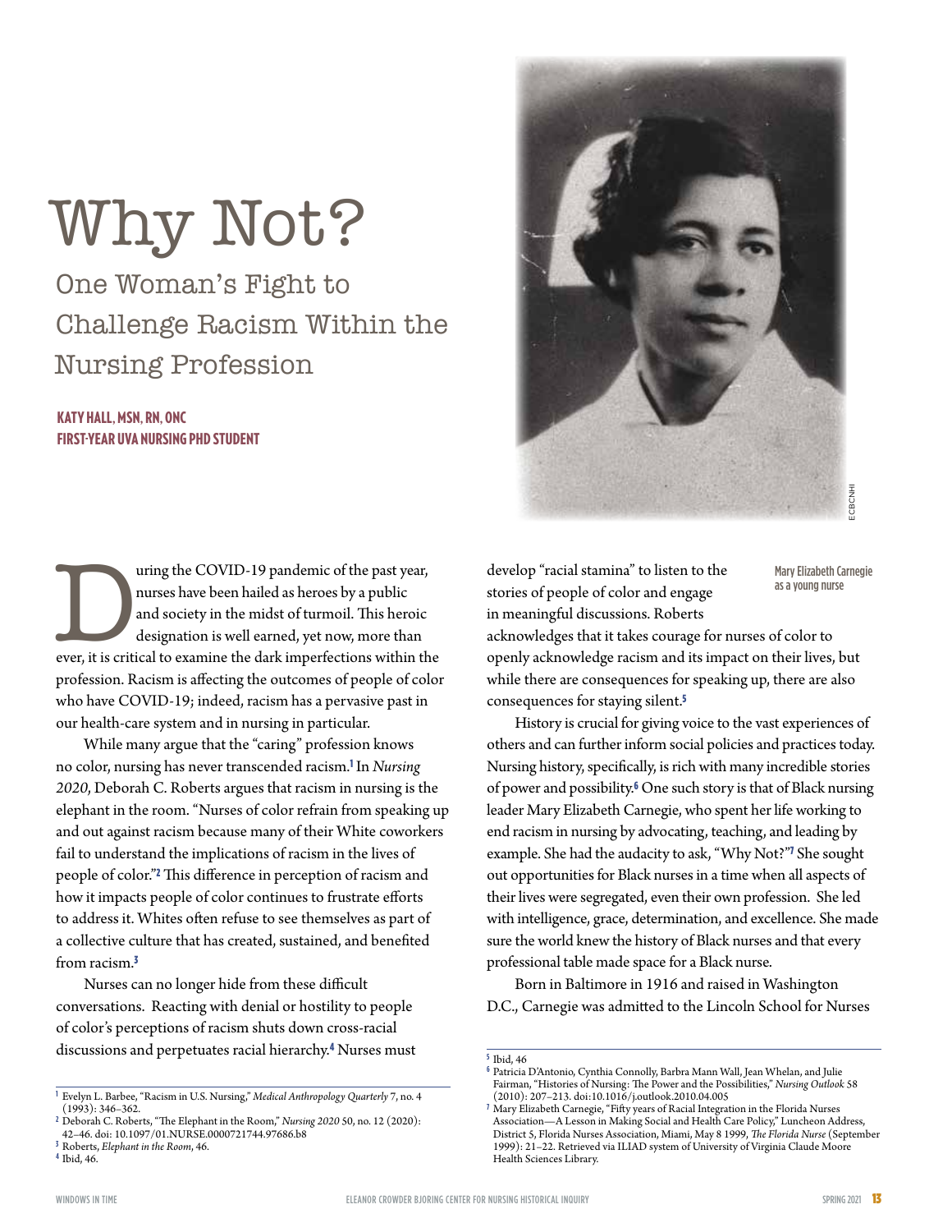# Why Not?

## One Woman's Fight to Challenge Racism Within the Nursing Profession

**KATY HALL, MSN, RN, ONC**
**FIRST-YEAR UVA NURSING PHD STUDENT**

Mary Elizabeth Carnegie as a young nurse

During the COVID-19 pandemic of the past year, nurses have been hailed as heroes by a public and society in the midst of turmoil. This heroic designation is well earned, yet now, more than ever, it is critical to examine the dark imperfections within the profession. Racism is affecting the outcomes of people of color who have COVID-19; indeed, racism has a pervasive past in our health-care system and in nursing in particular.

While many argue that the "caring" profession knows no color, nursing has never transcended racism.[1] In *Nursing 2020*, Deborah C. Roberts argues that racism in nursing is the elephant in the room. "Nurses of color refrain from speaking up and out against racism because many of their White coworkers fail to understand the implications of racism in the lives of people of color."[2] This difference in perception of racism and how it impacts people of color continues to frustrate efforts to address it. Whites often refuse to see themselves as part of a collective culture that has created, sustained, and benefited from racism.[3]

Nurses can no longer hide from these difficult conversations. Reacting with denial or hostility to people of color's perceptions of racism shuts down cross-racial discussions and perpetuates racial hierarchy.[4] Nurses must develop "racial stamina" to listen to the stories of people of color and engage in meaningful discussions. Roberts acknowledges that it takes courage for nurses of color to openly acknowledge racism and its impact on their lives, but while there are consequences for speaking up, there are also consequences for staying silent.[5]

History is crucial for giving voice to the vast experiences of others and can further inform social policies and practices today. Nursing history, specifically, is rich with many incredible stories of power and possibility.[6] One such story is that of Black nursing leader Mary Elizabeth Carnegie, who spent her life working to end racism in nursing by advocating, teaching, and leading by example. She had the audacity to ask, "Why Not?"[7] She sought out opportunities for Black nurses in a time when all aspects of their lives were segregated, even their own profession. She led with intelligence, grace, determination, and excellence. She made sure the world knew the history of Black nurses and that every professional table made space for a Black nurse.

Born in Baltimore in 1916 and raised in Washington D.C., Carnegie was admitted to the Lincoln School for Nurses

---

[1] Evelyn L. Barbee, "Racism in U.S. Nursing," *Medical Anthropology Quarterly* 7, no. 4 (1993): 346–362.

[2] Deborah C. Roberts, "The Elephant in the Room," *Nursing 2020* 50, no. 12 (2020): 42–46. doi: 10.1097/01.NURSE.0000721744.97686.b8

[3] Roberts, *Elephant in the Room*, 46.

[4] Ibid, 46.

[5] Ibid, 46

[6] Patricia D'Antonio, Cynthia Connolly, Barbra Mann Wall, Jean Whelan, and Julie Fairman, "Histories of Nursing: The Power and the Possibilities," *Nursing Outlook* 58 (2010): 207–213. doi:10.1016/j.outlook.2010.04.005

[7] Mary Elizabeth Carnegie, "Fifty years of Racial Integration in the Florida Nurses Association—A Lesson in Making Social and Health Care Policy," Luncheon Address, District 5, Florida Nurses Association, Miami, May 8 1999, *The Florida Nurse* (September 1999): 21–22. Retrieved via ILIAD system of University of Virginia Claude Moore Health Sciences Library.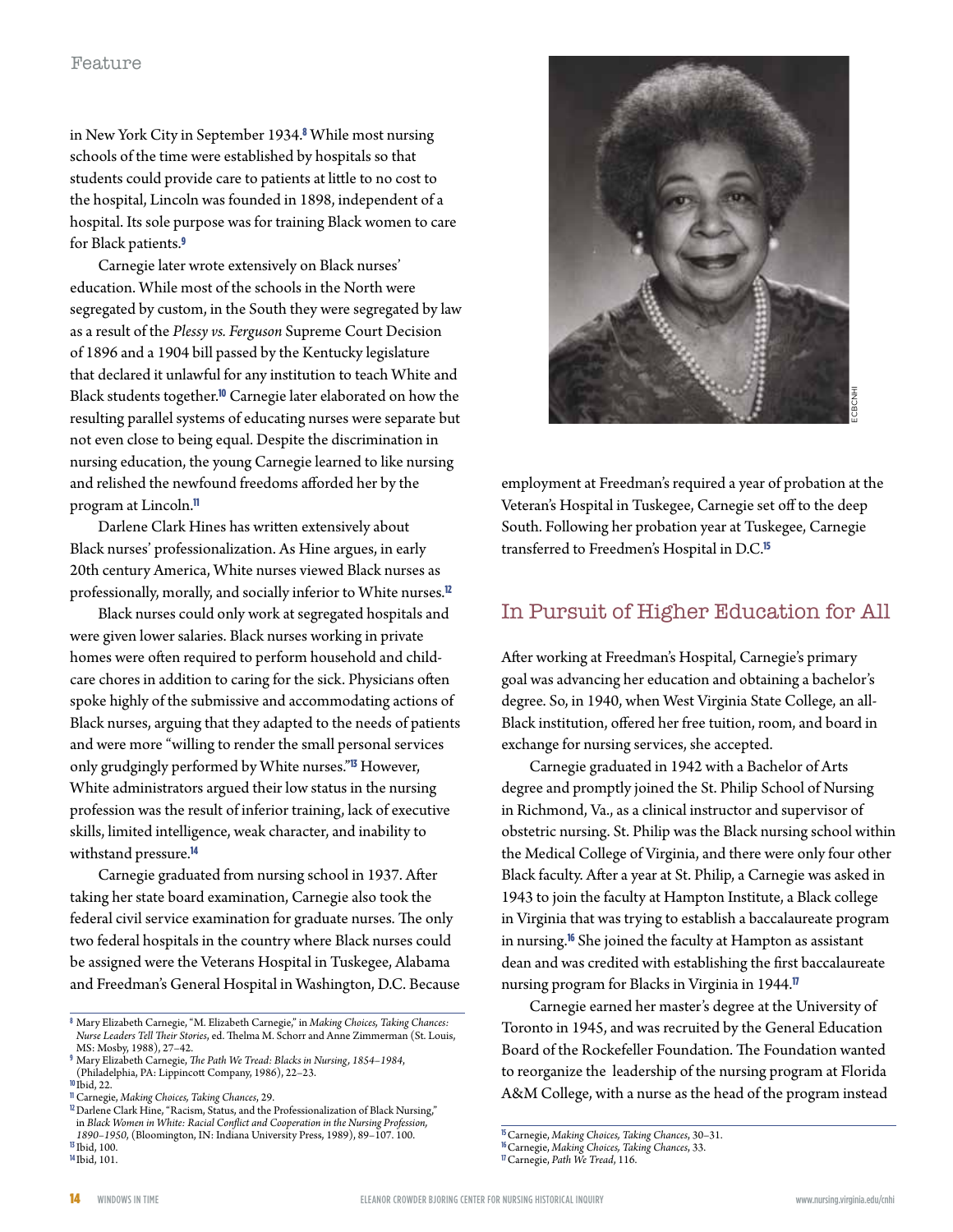in New York City in September 1934.[8] While most nursing schools of the time were established by hospitals so that students could provide care to patients at little to no cost to the hospital, Lincoln was founded in 1898, independent of a hospital. Its sole purpose was for training Black women to care for Black patients.[9]

Carnegie later wrote extensively on Black nurses' education. While most of the schools in the North were segregated by custom, in the South they were segregated by law as a result of the *Plessy vs. Ferguson* Supreme Court Decision of 1896 and a 1904 bill passed by the Kentucky legislature that declared it unlawful for any institution to teach White and Black students together.[10] Carnegie later elaborated on how the resulting parallel systems of educating nurses were separate but not even close to being equal. Despite the discrimination in nursing education, the young Carnegie learned to like nursing and relished the newfound freedoms afforded her by the program at Lincoln.[11]

Darlene Clark Hines has written extensively about Black nurses' professionalization. As Hine argues, in early 20th century America, White nurses viewed Black nurses as professionally, morally, and socially inferior to White nurses.[12]

Black nurses could only work at segregated hospitals and were given lower salaries. Black nurses working in private homes were often required to perform household and child-care chores in addition to caring for the sick. Physicians often spoke highly of the submissive and accommodating actions of Black nurses, arguing that they adapted to the needs of patients and were more "willing to render the small personal services only grudgingly performed by White nurses."[13] However, White administrators argued their low status in the nursing profession was the result of inferior training, lack of executive skills, limited intelligence, weak character, and inability to withstand pressure.[14]

Carnegie graduated from nursing school in 1937. After taking her state board examination, Carnegie also took the federal civil service examination for graduate nurses. The only two federal hospitals in the country where Black nurses could be assigned were the Veterans Hospital in Tuskegee, Alabama and Freedman's General Hospital in Washington, D.C. Because employment at Freedman's required a year of probation at the Veteran's Hospital in Tuskegee, Carnegie set off to the deep South. Following her probation year at Tuskegee, Carnegie transferred to Freedmen's Hospital in D.C.[15]

ECBCNHI

## In Pursuit of Higher Education for All

After working at Freedman's Hospital, Carnegie's primary goal was advancing her education and obtaining a bachelor's degree. So, in 1940, when West Virginia State College, an all-Black institution, offered her free tuition, room, and board in exchange for nursing services, she accepted.

Carnegie graduated in 1942 with a Bachelor of Arts degree and promptly joined the St. Philip School of Nursing in Richmond, Va., as a clinical instructor and supervisor of obstetric nursing. St. Philip was the Black nursing school within the Medical College of Virginia, and there were only four other Black faculty. After a year at St. Philip, a Carnegie was asked in 1943 to join the faculty at Hampton Institute, a Black college in Virginia that was trying to establish a baccalaureate program in nursing.[16] She joined the faculty at Hampton as assistant dean and was credited with establishing the first baccalaureate nursing program for Blacks in Virginia in 1944.[17]

Carnegie earned her master's degree at the University of Toronto in 1945, and was recruited by the General Education Board of the Rockefeller Foundation. The Foundation wanted to reorganize the leadership of the nursing program at Florida A&M College, with a nurse as the head of the program instead

---

[8] Mary Elizabeth Carnegie, "M. Elizabeth Carnegie," in *Making Choices, Taking Chances: Nurse Leaders Tell Their Stories*, ed. Thelma M. Schorr and Anne Zimmerman (St. Louis, MS: Mosby, 1988), 27–42.
[9] Mary Elizabeth Carnegie, *The Path We Tread: Blacks in Nursing, 1854–1984*, (Philadelphia, PA: Lippincott Company, 1986), 22–23.
[10] Ibid, 22.
[11] Carnegie, *Making Choices, Taking Chances*, 29.
[12] Darlene Clark Hine, "Racism, Status, and the Professionalization of Black Nursing," in *Black Women in White: Racial Conflict and Cooperation in the Nursing Profession, 1890–1950*, (Bloomington, IN: Indiana University Press, 1989), 89–107. 100.
[13] Ibid, 100.
[14] Ibid, 101.
[15] Carnegie, *Making Choices, Taking Chances*, 30–31.
[16] Carnegie, *Making Choices, Taking Chances*, 33.
[17] Carnegie, *Path We Tread*, 116.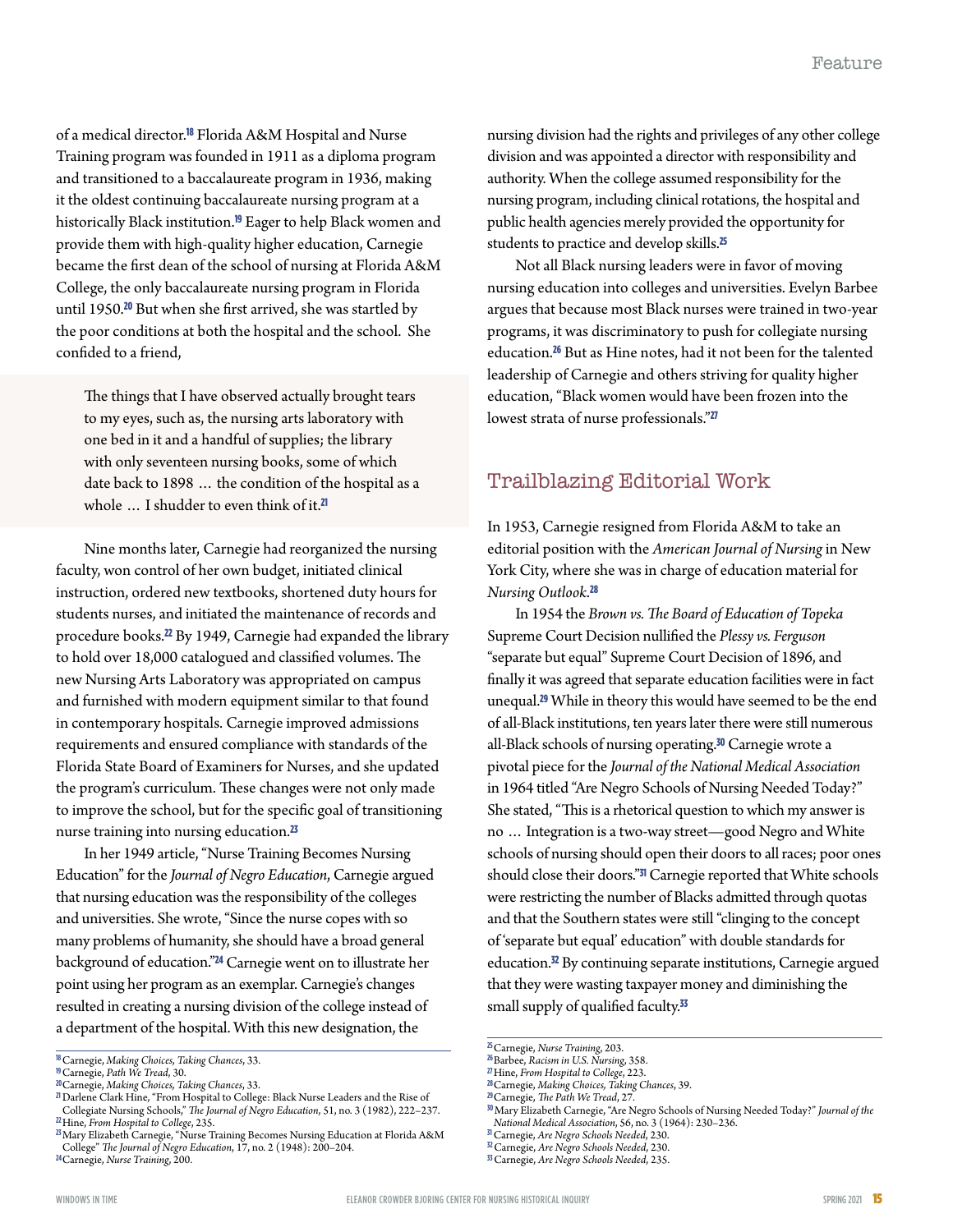of a medical director.[18] Florida A&M Hospital and Nurse Training program was founded in 1911 as a diploma program and transitioned to a baccalaureate program in 1936, making it the oldest continuing baccalaureate nursing program at a historically Black institution.[19] Eager to help Black women and provide them with high-quality higher education, Carnegie became the first dean of the school of nursing at Florida A&M College, the only baccalaureate nursing program in Florida until 1950.[20] But when she first arrived, she was startled by the poor conditions at both the hospital and the school. She confided to a friend,

> The things that I have observed actually brought tears to my eyes, such as, the nursing arts laboratory with one bed in it and a handful of supplies; the library with only seventeen nursing books, some of which date back to 1898 … the condition of the hospital as a whole … I shudder to even think of it.[21]

Nine months later, Carnegie had reorganized the nursing faculty, won control of her own budget, initiated clinical instruction, ordered new textbooks, shortened duty hours for students nurses, and initiated the maintenance of records and procedure books.[22] By 1949, Carnegie had expanded the library to hold over 18,000 catalogued and classified volumes. The new Nursing Arts Laboratory was appropriated on campus and furnished with modern equipment similar to that found in contemporary hospitals. Carnegie improved admissions requirements and ensured compliance with standards of the Florida State Board of Examiners for Nurses, and she updated the program's curriculum. These changes were not only made to improve the school, but for the specific goal of transitioning nurse training into nursing education.[23]

In her 1949 article, "Nurse Training Becomes Nursing Education" for the *Journal of Negro Education*, Carnegie argued that nursing education was the responsibility of the colleges and universities. She wrote, "Since the nurse copes with so many problems of humanity, she should have a broad general background of education."[24] Carnegie went on to illustrate her point using her program as an exemplar. Carnegie's changes resulted in creating a nursing division of the college instead of a department of the hospital. With this new designation, the nursing division had the rights and privileges of any other college division and was appointed a director with responsibility and authority. When the college assumed responsibility for the nursing program, including clinical rotations, the hospital and public health agencies merely provided the opportunity for students to practice and develop skills.[25]

Not all Black nursing leaders were in favor of moving nursing education into colleges and universities. Evelyn Barbee argues that because most Black nurses were trained in two-year programs, it was discriminatory to push for collegiate nursing education.[26] But as Hine notes, had it not been for the talented leadership of Carnegie and others striving for quality higher education, "Black women would have been frozen into the lowest strata of nurse professionals."[27]

## Trailblazing Editorial Work

In 1953, Carnegie resigned from Florida A&M to take an editorial position with the *American Journal of Nursing* in New York City, where she was in charge of education material for *Nursing Outlook*.[28]

In 1954 the *Brown vs. The Board of Education of Topeka* Supreme Court Decision nullified the *Plessy vs. Ferguson* "separate but equal" Supreme Court Decision of 1896, and finally it was agreed that separate education facilities were in fact unequal.[29] While in theory this would have seemed to be the end of all-Black institutions, ten years later there were still numerous all-Black schools of nursing operating.[30] Carnegie wrote a pivotal piece for the *Journal of the National Medical Association* in 1964 titled "Are Negro Schools of Nursing Needed Today?" She stated, "This is a rhetorical question to which my answer is no … Integration is a two-way street—good Negro and White schools of nursing should open their doors to all races; poor ones should close their doors."[31] Carnegie reported that White schools were restricting the number of Blacks admitted through quotas and that the Southern states were still "clinging to the concept of 'separate but equal' education" with double standards for education.[32] By continuing separate institutions, Carnegie argued that they were wasting taxpayer money and diminishing the small supply of qualified faculty.[33]

---

[18] Carnegie, *Making Choices, Taking Chances*, 33.
[19] Carnegie, *Path We Tread*, 30.
[20] Carnegie, *Making Choices, Taking Chances*, 33.
[21] Darlene Clark Hine, "From Hospital to College: Black Nurse Leaders and the Rise of Collegiate Nursing Schools," *The Journal of Negro Education*, 51, no. 3 (1982), 222–237.
[22] Hine, *From Hospital to College*, 235.
[23] Mary Elizabeth Carnegie, "Nurse Training Becomes Nursing Education at Florida A&M College" *The Journal of Negro Education*, 17, no. 2 (1948): 200–204.
[24] Carnegie, *Nurse Training*, 200.
[25] Carnegie, *Nurse Training*, 203.
[26] Barbee, *Racism in U.S. Nursing*, 358.
[27] Hine, *From Hospital to College*, 223.
[28] Carnegie, *Making Choices, Taking Chances*, 39.
[29] Carnegie, *The Path We Tread*, 27.
[30] Mary Elizabeth Carnegie, "Are Negro Schools of Nursing Needed Today?" *Journal of the National Medical Association*, 56, no. 3 (1964): 230–236.
[31] Carnegie, *Are Negro Schools Needed*, 230.
[32] Carnegie, *Are Negro Schools Needed*, 230.
[33] Carnegie, *Are Negro Schools Needed*, 235.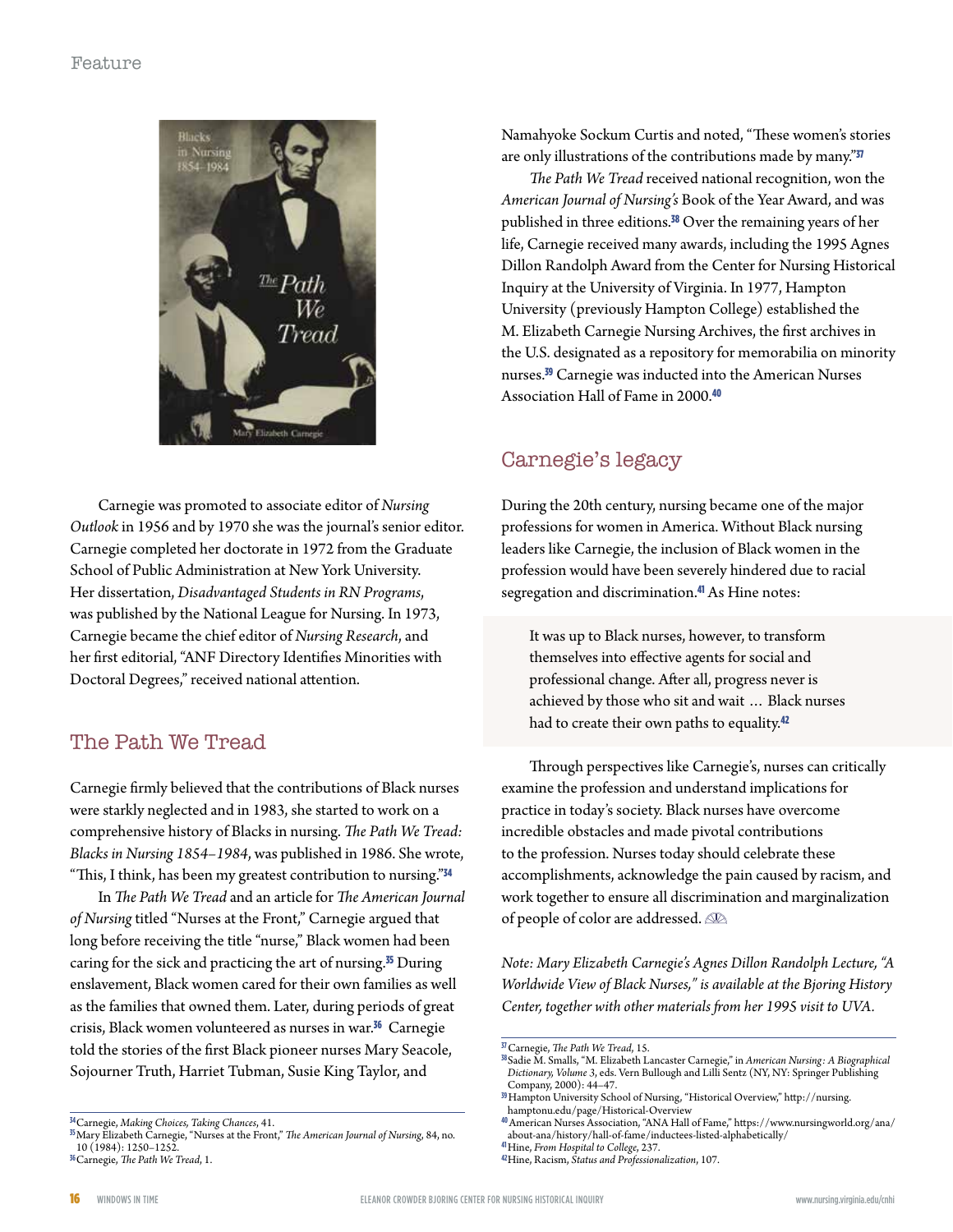Carnegie was promoted to associate editor of *Nursing Outlook* in 1956 and by 1970 she was the journal's senior editor. Carnegie completed her doctorate in 1972 from the Graduate School of Public Administration at New York University. Her dissertation, *Disadvantaged Students in RN Programs*, was published by the National League for Nursing. In 1973, Carnegie became the chief editor of *Nursing Research*, and her first editorial, "ANF Directory Identifies Minorities with Doctoral Degrees," received national attention.

## The Path We Tread

Carnegie firmly believed that the contributions of Black nurses were starkly neglected and in 1983, she started to work on a comprehensive history of Blacks in nursing. *The Path We Tread: Blacks in Nursing 1854–1984*, was published in 1986. She wrote, "This, I think, has been my greatest contribution to nursing."[34]

In *The Path We Tread* and an article for *The American Journal of Nursing* titled "Nurses at the Front," Carnegie argued that long before receiving the title "nurse," Black women had been caring for the sick and practicing the art of nursing.[35] During enslavement, Black women cared for their own families as well as the families that owned them. Later, during periods of great crisis, Black women volunteered as nurses in war.[36] Carnegie told the stories of the first Black pioneer nurses Mary Seacole, Sojourner Truth, Harriet Tubman, Susie King Taylor, and Namahyoke Sockum Curtis and noted, "These women's stories are only illustrations of the contributions made by many."[37]

*The Path We Tread* received national recognition, won the *American Journal of Nursing's* Book of the Year Award, and was published in three editions.[38] Over the remaining years of her life, Carnegie received many awards, including the 1995 Agnes Dillon Randolph Award from the Center for Nursing Historical Inquiry at the University of Virginia. In 1977, Hampton University (previously Hampton College) established the M. Elizabeth Carnegie Nursing Archives, the first archives in the U.S. designated as a repository for memorabilia on minority nurses.[39] Carnegie was inducted into the American Nurses Association Hall of Fame in 2000.[40]

## Carnegie's legacy

During the 20th century, nursing became one of the major professions for women in America. Without Black nursing leaders like Carnegie, the inclusion of Black women in the profession would have been severely hindered due to racial segregation and discrimination.[41] As Hine notes:

> It was up to Black nurses, however, to transform themselves into effective agents for social and professional change. After all, progress never is achieved by those who sit and wait … Black nurses had to create their own paths to equality.[42]

Through perspectives like Carnegie's, nurses can critically examine the profession and understand implications for practice in today's society. Black nurses have overcome incredible obstacles and made pivotal contributions to the profession. Nurses today should celebrate these accomplishments, acknowledge the pain caused by racism, and work together to ensure all discrimination and marginalization of people of color are addressed.

*Note: Mary Elizabeth Carnegie's Agnes Dillon Randolph Lecture, "A Worldwide View of Black Nurses," is available at the Bjoring History Center, together with other materials from her 1995 visit to UVA.*

---

[34] Carnegie, *Making Choices, Taking Chances*, 41.
[35] Mary Elizabeth Carnegie, "Nurses at the Front," *The American Journal of Nursing*, 84, no. 10 (1984): 1250–1252.
[36] Carnegie, *The Path We Tread*, 1.
[37] Carnegie, *The Path We Tread*, 15.
[38] Sadie M. Smalls, "M. Elizabeth Lancaster Carnegie," in *American Nursing: A Biographical Dictionary, Volume 3*, eds. Vern Bullough and Lilli Sentz (NY, NY: Springer Publishing Company, 2000): 44–47.
[39] Hampton University School of Nursing, "Historical Overview," http://nursing.hamptonu.edu/page/Historical-Overview
[40] American Nurses Association, "ANA Hall of Fame," https://www.nursingworld.org/ana/about-ana/history/hall-of-fame/inductees-listed-alphabetically/
[41] Hine, *From Hospital to College*, 237.
[42] Hine, Racism, *Status and Professionalization*, 107.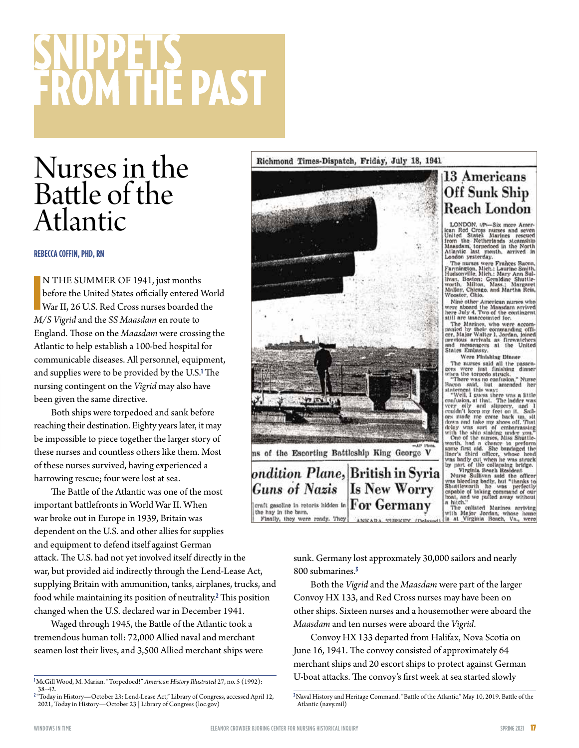# SNIPPETS FROM THE PAST

## Nurses in the Battle of the Atlantic

**REBECCA COFFIN, PHD, RN**

IN THE SUMMER OF 1941, just months before the United States officially entered World War II, 26 U.S. Red Cross nurses boarded the *M/S Vigrid* and the *SS Maasdam* en route to England. Those on the *Maasdam* were crossing the Atlantic to help establish a 100-bed hospital for communicable diseases. All personnel, equipment, and supplies were to be provided by the U.S.[1] The nursing contingent on the *Vigrid* may also have been given the same directive.

Both ships were torpedoed and sank before reaching their destination. Eighty years later, it may be impossible to piece together the larger story of these nurses and countless others like them. Most of these nurses survived, having experienced a harrowing rescue; four were lost at sea.

The Battle of the Atlantic was one of the most important battlefronts in World War II. When war broke out in Europe in 1939, Britain was dependent on the U.S. and other allies for supplies and equipment to defend itself against German attack. The U.S. had not yet involved itself directly in the war, but provided aid indirectly through the Lend-Lease Act, supplying Britain with ammunition, tanks, airplanes, trucks, and food while maintaining its position of neutrality.[2] This position changed when the U.S. declared war in December 1941.

Waged through 1945, the Battle of the Atlantic took a tremendous human toll: 72,000 Allied naval and merchant seamen lost their lives, and 3,500 Allied merchant ships were sunk. Germany lost approximately 30,000 sailors and nearly 800 submarines.[3]

Both the *Vigrid* and the *Maasdam* were part of the larger Convoy HX 133, and Red Cross nurses may have been on other ships. Sixteen nurses and a housemother were aboard the *Maasdam* and ten nurses were aboard the *Vigrid*.

Convoy HX 133 departed from Halifax, Nova Scotia on June 16, 1941. The convoy consisted of approximately 64 merchant ships and 20 escort ships to protect against German U-boat attacks. The convoy's first week at sea started slowly

---

Richmond Times-Dispatch, Friday, July 18, 1941

**13 Americans Off Sunk Ship Reach London**

LONDON, (AP)—Six more American Red Cross nurses and seven United States Marines rescued from the Netherlands steamship Maasdam, torpedoed in the North Atlantic last month, arrived in London yesterday.

The nurses were Frances Bacon, Farmington, Mich.; Laurine Smith, Hudsonville, Mich.; Mary Ann Sullivan, Boston; Geraldine Shuttleworth, Milton, Mass.; Margaret Malloy, Chicago, and Martha Reis, Wooster, Ohio.

Nine other American nurses who were aboard the Maasdam arrived here July 4. Two of the contingent still are unaccounted for.

The Marines, who were accompanied by their commanding officer, Major Walter I. Jordan, joined previous arrivals as firewatchers and messengers at the United States Embassy.

Were Finishing Dinner

The nurses said all the passengers were just finishing dinner when the torpedo struck.

"There was no confusion," Nurse Bacon said, but amended her statement this way:

"Well, I guess there was a little confusion, at that. The ladder was very oily and slippery, and I couldn't keep my feet on it. Sailors made me come back up, sit down and take my shoes off. That delay was sort of embarrassing with the ship sinking under you."

One of the nurses, Miss Shuttleworth, had a chance to perform some first aid. She bandaged the liner's third officer, whose head was badly cut when he was struck by part of the collapsing bridge.

Virginia Beach Resident

Nurse Sullivan said the officer was bleeding badly, but "thanks to Shuttleworth he was perfectly capable of taking command of our boat, and we pulled away without a hitch."

The enlisted Marines arriving with Major Jordan, whose home is at Virginia Beach, Va., were

—AP Photo.

ns of the Escorting Battleship King George V

ondition Plane, Guns of Nazis

craft gasoline in retorts hidden in the hay in the barn. Finally, they were ready. They

British in Syria Is New Worry For Germany

ANKARA, TURKEY (Delayed)

---

[1] McGill Wood, M. Marian. "Torpedoed!" *American History Illustrated* 27, no. 5 (1992): 38–42.

[2] "Today in History—October 23: Lend-Lease Act," Library of Congress, accessed April 12, 2021, Today in History—October 23 | Library of Congress (loc.gov)

[3] Naval History and Heritage Command. "Battle of the Atlantic." May 10, 2019. Battle of the Atlantic (navy.mil)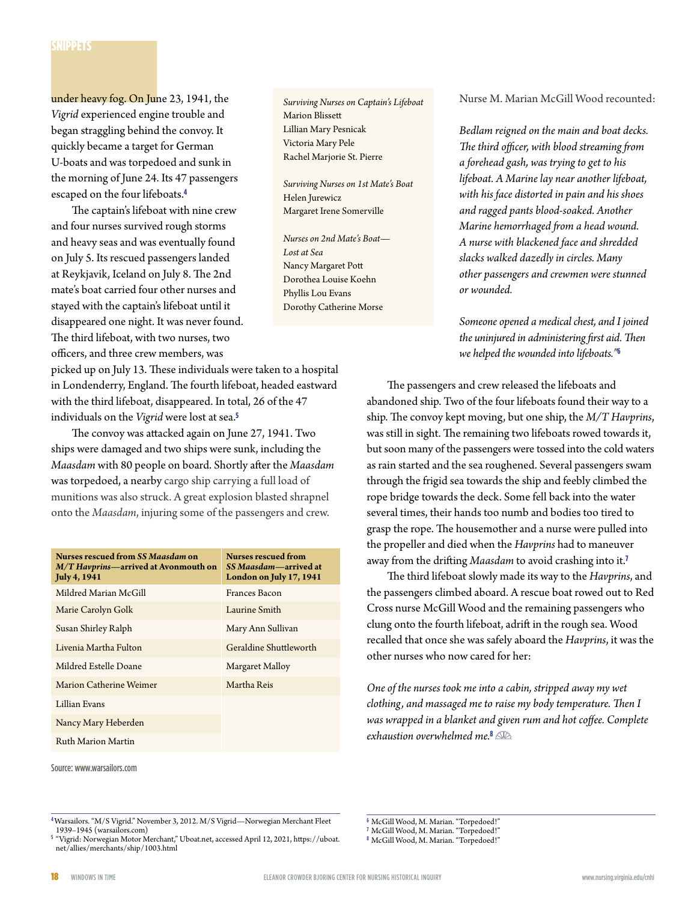under heavy fog. On June 23, 1941, the *Vigrid* experienced engine trouble and began straggling behind the convoy. It quickly became a target for German U-boats and was torpedoed and sunk in the morning of June 24. Its 47 passengers escaped on the four lifeboats.[4]

The captain's lifeboat with nine crew and four nurses survived rough storms and heavy seas and was eventually found on July 5. Its rescued passengers landed at Reykjavik, Iceland on July 8. The 2nd mate's boat carried four other nurses and stayed with the captain's lifeboat until it disappeared one night. It was never found. The third lifeboat, with two nurses, two officers, and three crew members, was picked up on July 13. These individuals were taken to a hospital in Londenderry, England. The fourth lifeboat, headed eastward with the third lifeboat, disappeared. In total, 26 of the 47 individuals on the *Vigrid* were lost at sea.[5]

*Surviving Nurses on Captain's Lifeboat*
Marion Blissett
Lillian Mary Pesnicak
Victoria Mary Pele
Rachel Marjorie St. Pierre

*Surviving Nurses on 1st Mate's Boat*
Helen Jurewicz
Margaret Irene Somerville

*Nurses on 2nd Mate's Boat—Lost at Sea*
Nancy Margaret Pott
Dorothea Louise Koehn
Phyllis Lou Evans
Dorothy Catherine Morse

The convoy was attacked again on June 27, 1941. Two ships were damaged and two ships were sunk, including the *Maasdam* with 80 people on board. Shortly after the *Maasdam* was torpedoed, a nearby cargo ship carrying a full load of munitions was also struck. A great explosion blasted shrapnel onto the *Maasdam*, injuring some of the passengers and crew.

| Nurses rescued from *SS Maasdam* on *M/T Havprins*—arrived at Avonmouth on July 4, 1941 | Nurses rescued from *SS Maasdam*—arrived at London on July 17, 1941 |
|---|---|
| Mildred Marian McGill | Frances Bacon |
| Marie Carolyn Golk | Laurine Smith |
| Susan Shirley Ralph | Mary Ann Sullivan |
| Livenia Martha Fulton | Geraldine Shuttleworth |
| Mildred Estelle Doane | Margaret Malloy |
| Marion Catherine Weimer | Martha Reis |
| Lillian Evans | |
| Nancy Mary Heberden | |
| Ruth Marion Martin | |

Source: www.warsailors.com

Nurse M. Marian McGill Wood recounted:

*Bedlam reigned on the main and boat decks. The third officer, with blood streaming from a forehead gash, was trying to get to his lifeboat. A Marine lay near another lifeboat, with his face distorted in pain and his shoes and ragged pants blood-soaked. Another Marine hemorrhaged from a head wound. A nurse with blackened face and shredded slacks walked dazedly in circles. Many other passengers and crewmen were stunned or wounded.*

*Someone opened a medical chest, and I joined the uninjured in administering first aid. Then we helped the wounded into lifeboats."*[6]

The passengers and crew released the lifeboats and abandoned ship. Two of the four lifeboats found their way to a ship. The convoy kept moving, but one ship, the *M/T Havprins*, was still in sight. The remaining two lifeboats rowed towards it, but soon many of the passengers were tossed into the cold waters as rain started and the sea roughened. Several passengers swam through the frigid sea towards the ship and feebly climbed the rope bridge towards the deck. Some fell back into the water several times, their hands too numb and bodies too tired to grasp the rope. The housemother and a nurse were pulled into the propeller and died when the *Havprins* had to maneuver away from the drifting *Maasdam* to avoid crashing into it.[7]

The third lifeboat slowly made its way to the *Havprins*, and the passengers climbed aboard. A rescue boat rowed out to Red Cross nurse McGill Wood and the remaining passengers who clung onto the fourth lifeboat, adrift in the rough sea. Wood recalled that once she was safely aboard the *Havprins*, it was the other nurses who now cared for her:

*One of the nurses took me into a cabin, stripped away my wet clothing, and massaged me to raise my body temperature. Then I was wrapped in a blanket and given rum and hot coffee. Complete exhaustion overwhelmed me.*[8]

---

[4] Warsailors. "M/S Vigrid." November 3, 2012. M/S Vigrid—Norwegian Merchant Fleet 1939–1945 (warsailors.com)

[5] "Vigrid: Norwegian Motor Merchant," Uboat.net, accessed April 12, 2021, https://uboat.net/allies/merchants/ship/1003.html

[6] McGill Wood, M. Marian. "Torpedoed!"

[7] McGill Wood, M. Marian. "Torpedoed!"

[8] McGill Wood, M. Marian. "Torpedoed!"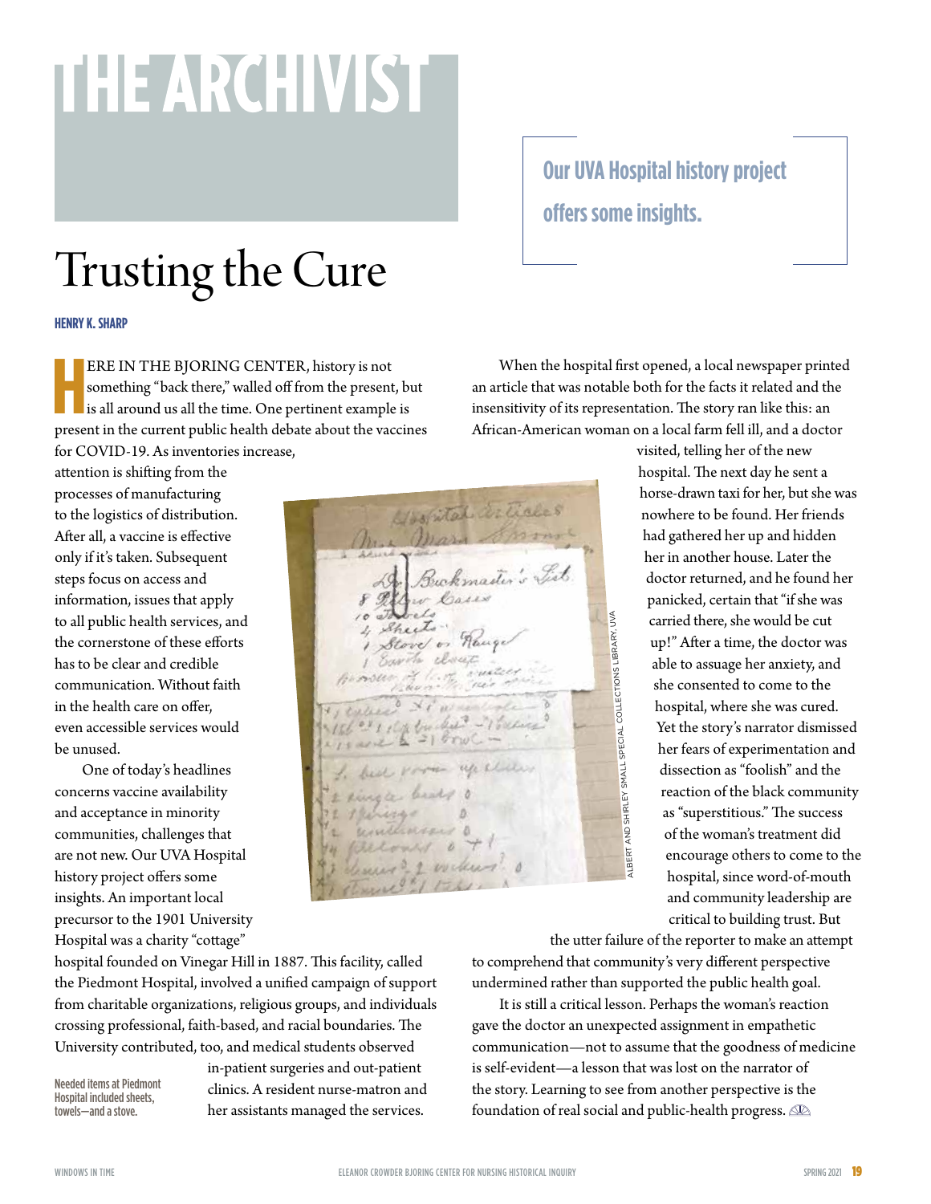# THE ARCHIVIST

**Our UVA Hospital history project offers some insights.**

# Trusting the Cure

**HENRY K. SHARP**

HERE IN THE BJORING CENTER, history is not something "back there," walled off from the present, but is all around us all the time. One pertinent example is present in the current public health debate about the vaccines for COVID-19. As inventories increase, attention is shifting from the processes of manufacturing to the logistics of distribution. After all, a vaccine is effective only if it's taken. Subsequent steps focus on access and information, issues that apply to all public health services, and the cornerstone of these efforts has to be clear and credible communication. Without faith in the health care on offer, even accessible services would be unused.

One of today's headlines concerns vaccine availability and acceptance in minority communities, challenges that are not new. Our UVA Hospital history project offers some insights. An important local precursor to the 1901 University Hospital was a charity "cottage" hospital founded on Vinegar Hill in 1887. This facility, called the Piedmont Hospital, involved a unified campaign of support from charitable organizations, religious groups, and individuals crossing professional, faith-based, and racial boundaries. The University contributed, too, and medical students observed in-patient surgeries and out-patient clinics. A resident nurse-matron and her assistants managed the services.

Needed items at Piedmont Hospital included sheets, towels—and a stove.

ALBERT AND SHIRLEY SMALL SPECIAL COLLECTIONS LIBRARY, UVA

When the hospital first opened, a local newspaper printed an article that was notable both for the facts it related and the insensitivity of its representation. The story ran like this: an African-American woman on a local farm fell ill, and a doctor visited, telling her of the new hospital. The next day he sent a horse-drawn taxi for her, but she was nowhere to be found. Her friends had gathered her up and hidden her in another house. Later the doctor returned, and he found her panicked, certain that "if she was carried there, she would be cut up!" After a time, the doctor was able to assuage her anxiety, and she consented to come to the hospital, where she was cured. Yet the story's narrator dismissed her fears of experimentation and dissection as "foolish" and the reaction of the black community as "superstitious." The success of the woman's treatment did encourage others to come to the hospital, since word-of-mouth and community leadership are critical to building trust. But the utter failure of the reporter to make an attempt to comprehend that community's very different perspective undermined rather than supported the public health goal.

It is still a critical lesson. Perhaps the woman's reaction gave the doctor an unexpected assignment in empathetic communication—not to assume that the goodness of medicine is self-evident—a lesson that was lost on the narrator of the story. Learning to see from another perspective is the foundation of real social and public-health progress.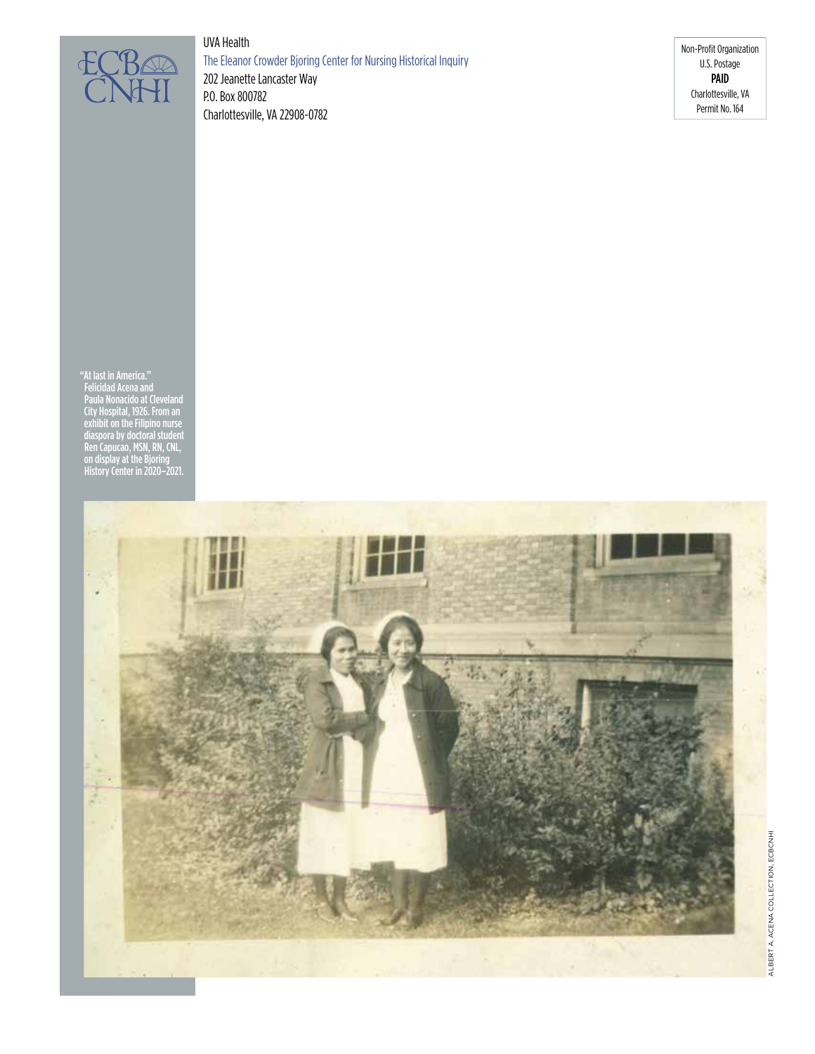UVA Health

The Eleanor Crowder Bjoring Center for Nursing Historical Inquiry

202 Jeanette Lancaster Way

P.O. Box 800782

Charlottesville, VA 22908-0782

Non-Profit Organization
U.S. Postage
**PAID**
Charlottesville, VA
Permit No. 164

"At last in America." Felicidad Acena and Paula Nonacido at Cleveland City Hospital, 1926. From an exhibit on the Filipino nurse diaspora by doctoral student Ren Capucao, MSN, RN, CNL, on display at the Bjoring History Center in 2020–2021.

ALBERT A. ACENA COLLECTION, ECBCNHI